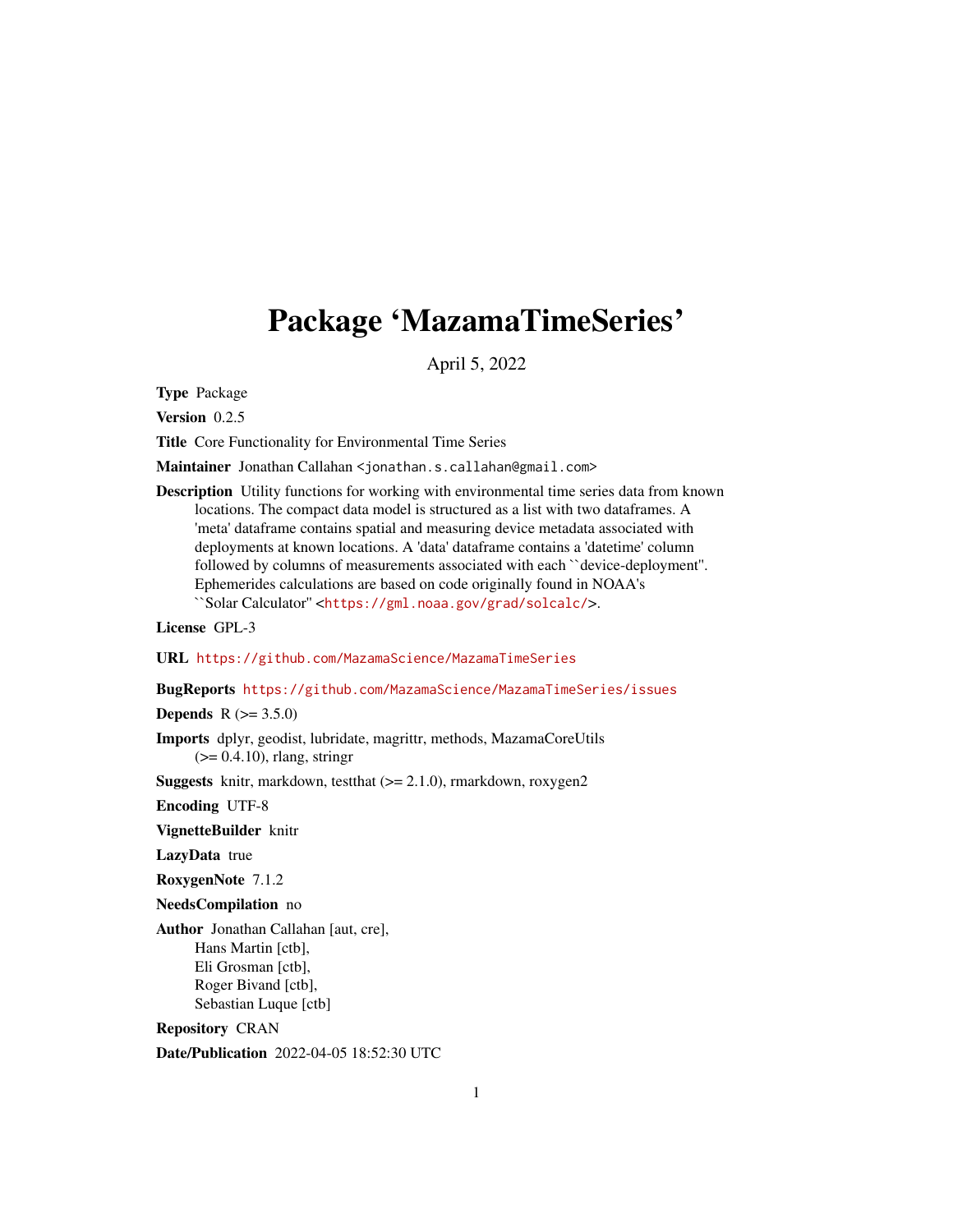# Package 'MazamaTimeSeries'

April 5, 2022

**Type** Package

**Version** 0.2.5

**Title** Core Functionality for Environmental Time Series

**Maintainer** Jonathan Callahan <jonathan.s.callahan@gmail.com>

**Description** Utility functions for working with environmental time series data from known locations. The compact data model is structured as a list with two dataframes. A 'meta' dataframe contains spatial and measuring device metadata associated with deployments at known locations. A 'data' dataframe contains a 'datetime' column followed by columns of measurements associated with each ``device-deployment''. Ephemerides calculations are based on code originally found in NOAA's ``Solar Calculator'' <https://gml.noaa.gov/grad/solcalc/>.

**License** GPL-3

**URL** https://github.com/MazamaScience/MazamaTimeSeries

**BugReports** https://github.com/MazamaScience/MazamaTimeSeries/issues

**Depends** R (>= 3.5.0)

**Imports** dplyr, geodist, lubridate, magrittr, methods, MazamaCoreUtils (>= 0.4.10), rlang, stringr

**Suggests** knitr, markdown, testthat (>= 2.1.0), rmarkdown, roxygen2

**Encoding** UTF-8

**VignetteBuilder** knitr

**LazyData** true

**RoxygenNote** 7.1.2

**NeedsCompilation** no

**Author** Jonathan Callahan [aut, cre],
Hans Martin [ctb],
Eli Grosman [ctb],
Roger Bivand [ctb],
Sebastian Luque [ctb]

**Repository** CRAN

**Date/Publication** 2022-04-05 18:52:30 UTC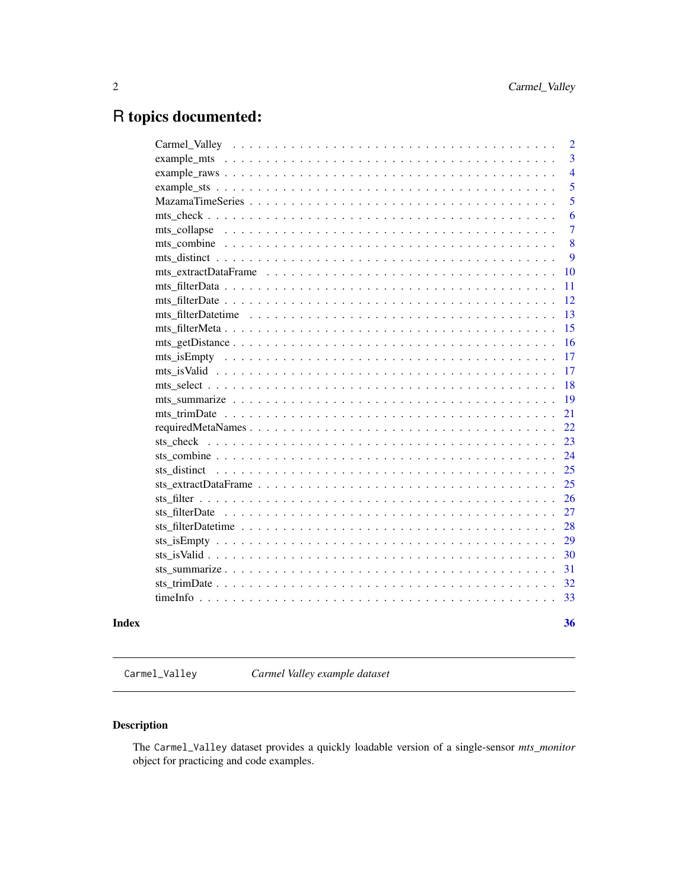# R topics documented:

| | |
|---|---|
| Carmel_Valley | 2 |
| example_mts | 3 |
| example_raws | 4 |
| example_sts | 5 |
| MazamaTimeSeries | 5 |
| mts_check | 6 |
| mts_collapse | 7 |
| mts_combine | 8 |
| mts_distinct | 9 |
| mts_extractDataFrame | 10 |
| mts_filterData | 11 |
| mts_filterDate | 12 |
| mts_filterDatetime | 13 |
| mts_filterMeta | 15 |
| mts_getDistance | 16 |
| mts_isEmpty | 17 |
| mts_isValid | 17 |
| mts_select | 18 |
| mts_summarize | 19 |
| mts_trimDate | 21 |
| requiredMetaNames | 22 |
| sts_check | 23 |
| sts_combine | 24 |
| sts_distinct | 25 |
| sts_extractDataFrame | 25 |
| sts_filter | 26 |
| sts_filterDate | 27 |
| sts_filterDatetime | 28 |
| sts_isEmpty | 29 |
| sts_isValid | 30 |
| sts_summarize | 31 |
| sts_trimDate | 32 |
| timeInfo | 33 |

**Index** **36**

---

`Carmel_Valley` *Carmel Valley example dataset*

---

### Description

The `Carmel_Valley` dataset provides a quickly loadable version of a single-sensor *mts_monitor* object for practicing and code examples.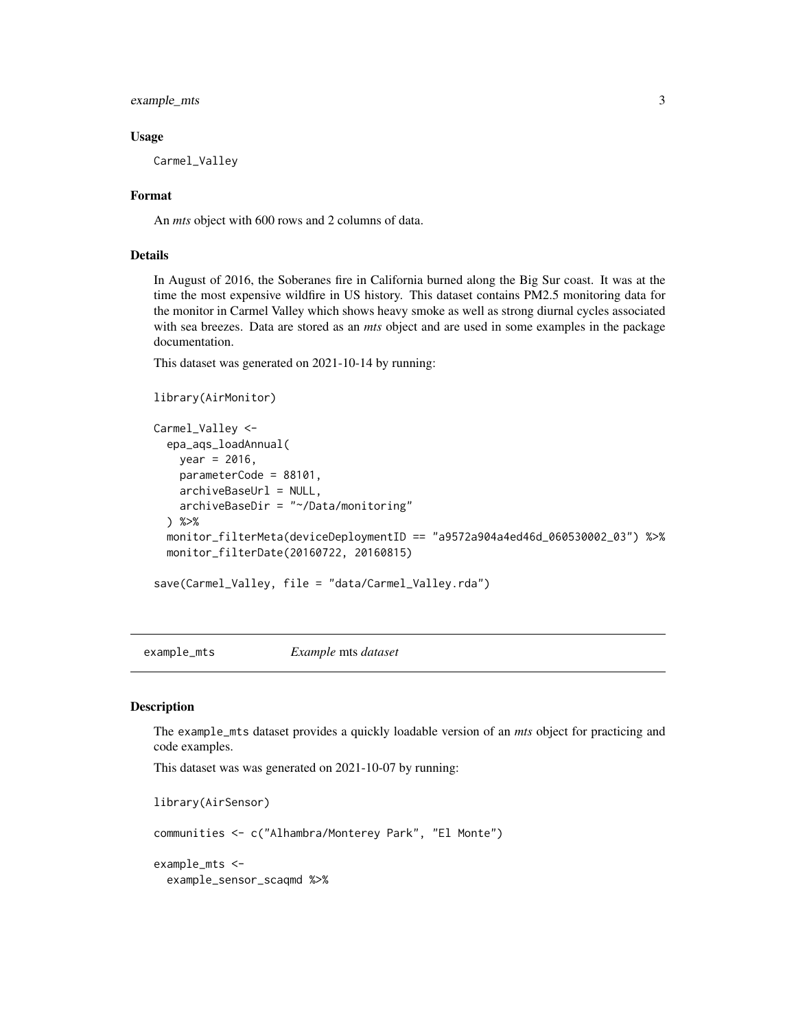### Usage

```
Carmel_Valley
```

### Format

An *mts* object with 600 rows and 2 columns of data.

### Details

In August of 2016, the Soberanes fire in California burned along the Big Sur coast. It was at the time the most expensive wildfire in US history. This dataset contains PM2.5 monitoring data for the monitor in Carmel Valley which shows heavy smoke as well as strong diurnal cycles associated with sea breezes. Data are stored as an *mts* object and are used in some examples in the package documentation.

This dataset was generated on 2021-10-14 by running:

```
library(AirMonitor)

Carmel_Valley <-
  epa_aqs_loadAnnual(
    year = 2016,
    parameterCode = 88101,
    archiveBaseUrl = NULL,
    archiveBaseDir = "~/Data/monitoring"
  ) %>%
  monitor_filterMeta(deviceDeploymentID == "a9572a904a4ed46d_060530002_03") %>%
  monitor_filterDate(20160722, 20160815)

save(Carmel_Valley, file = "data/Carmel_Valley.rda")
```

---

## example_mts    *Example* mts *dataset*

---

### Description

The `example_mts` dataset provides a quickly loadable version of an *mts* object for practicing and code examples.

This dataset was was generated on 2021-10-07 by running:

```
library(AirSensor)

communities <- c("Alhambra/Monterey Park", "El Monte")

example_mts <-
  example_sensor_scaqmd %>%
```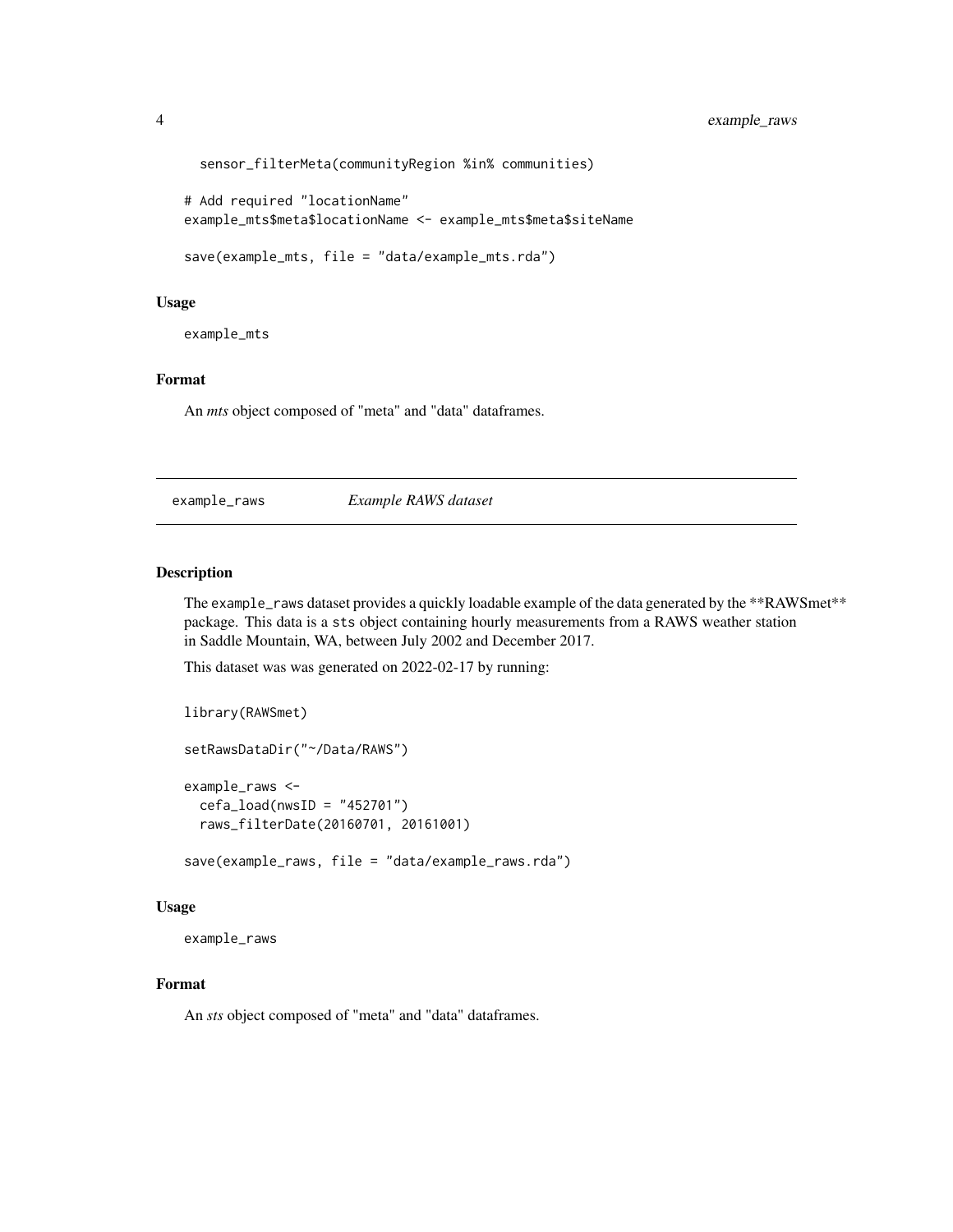```
  sensor_filterMeta(communityRegion %in% communities)

# Add required "locationName"
example_mts$meta$locationName <- example_mts$meta$siteName

save(example_mts, file = "data/example_mts.rda")
```

### Usage

```
example_mts
```

### Format

An *mts* object composed of "meta" and "data" dataframes.

---

## example_raws — *Example RAWS dataset*

---

### Description

The `example_raws` dataset provides a quickly loadable example of the data generated by the **RAWSmet** package. This data is a `sts` object containing hourly measurements from a RAWS weather station in Saddle Mountain, WA, between July 2002 and December 2017.

This dataset was was generated on 2022-02-17 by running:

```
library(RAWSmet)

setRawsDataDir("~/Data/RAWS")

example_raws <-
  cefa_load(nwsID = "452701")
  raws_filterDate(20160701, 20161001)

save(example_raws, file = "data/example_raws.rda")
```

### Usage

```
example_raws
```

### Format

An *sts* object composed of "meta" and "data" dataframes.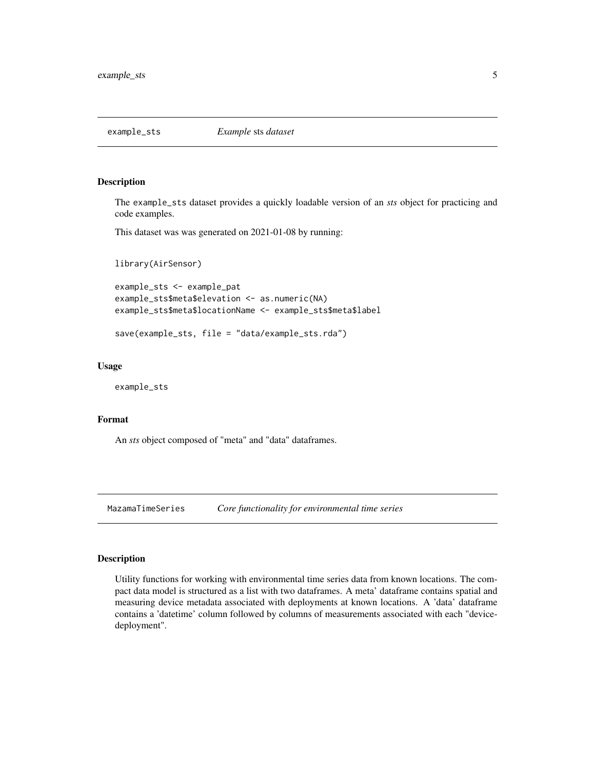## example_sts    *Example* sts *dataset*

### Description

The example_sts dataset provides a quickly loadable version of an *sts* object for practicing and code examples.

This dataset was was generated on 2021-01-08 by running:

```
library(AirSensor)

example_sts <- example_pat
example_sts$meta$elevation <- as.numeric(NA)
example_sts$meta$locationName <- example_sts$meta$label

save(example_sts, file = "data/example_sts.rda")
```

### Usage

```
example_sts
```

### Format

An *sts* object composed of "meta" and "data" dataframes.

## MazamaTimeSeries    *Core functionality for environmental time series*

### Description

Utility functions for working with environmental time series data from known locations. The compact data model is structured as a list with two dataframes. A meta' dataframe contains spatial and measuring device metadata associated with deployments at known locations. A 'data' dataframe contains a 'datetime' column followed by columns of measurements associated with each "device-deployment".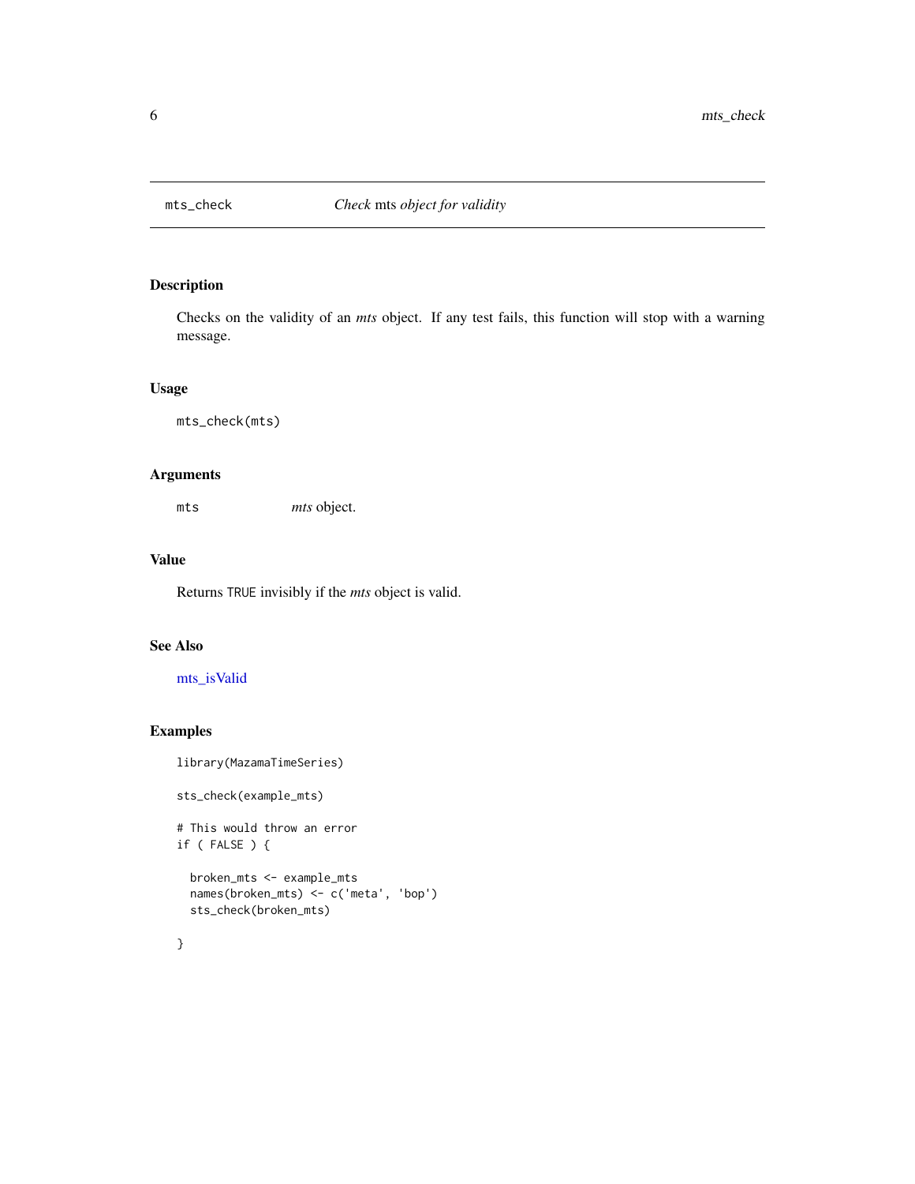`mts_check` *Check* mts *object for validity*

## Description

Checks on the validity of an *mts* object. If any test fails, this function will stop with a warning message.

## Usage

```
mts_check(mts)
```

## Arguments

| | |
|---|---|
| `mts` | *mts* object. |

## Value

Returns `TRUE` invisibly if the *mts* object is valid.

## See Also

mts_isValid

## Examples

```
library(MazamaTimeSeries)

sts_check(example_mts)

# This would throw an error
if ( FALSE ) {

  broken_mts <- example_mts
  names(broken_mts) <- c('meta', 'bop')
  sts_check(broken_mts)

}
```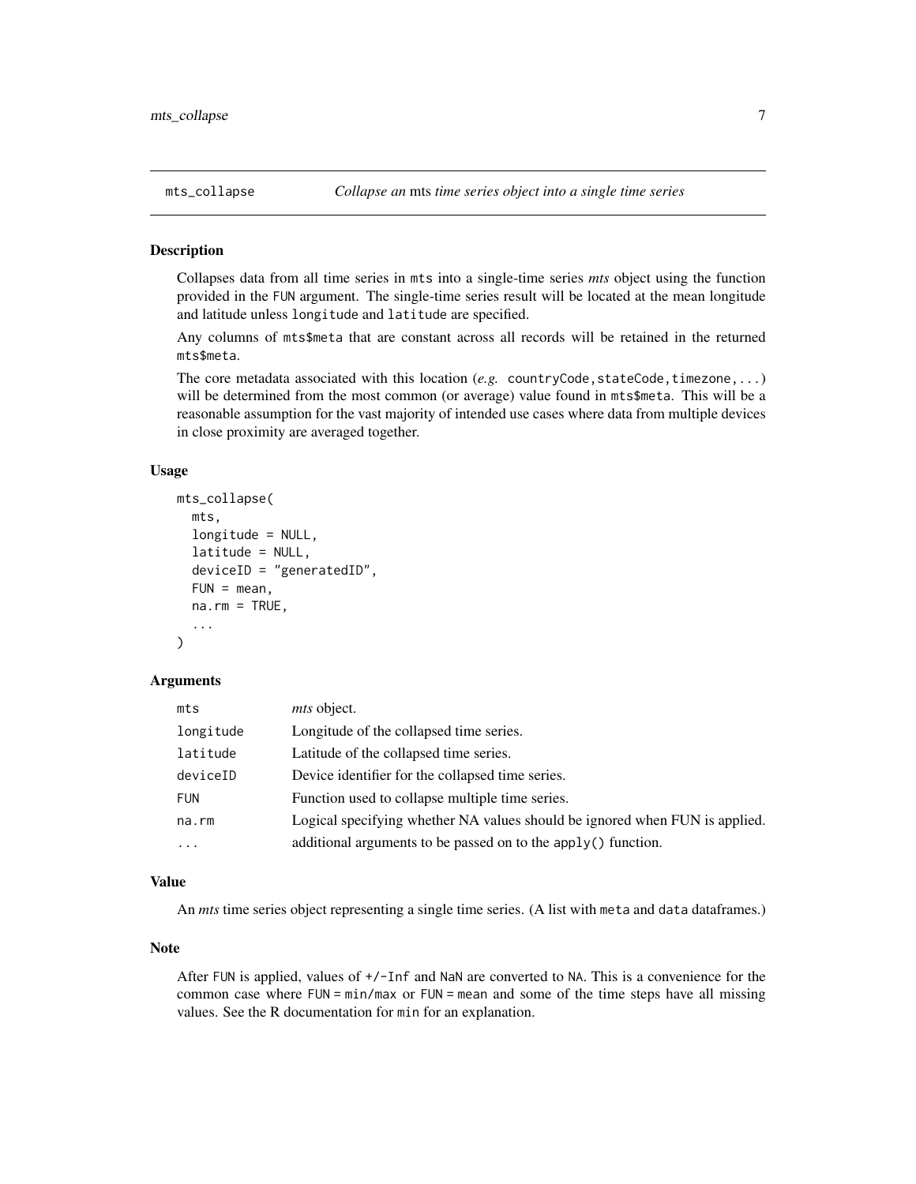# mts_collapse — *Collapse an* mts *time series object into a single time series*

## Description

Collapses data from all time series in mts into a single-time series *mts* object using the function provided in the FUN argument. The single-time series result will be located at the mean longitude and latitude unless longitude and latitude are specified.

Any columns of mts$meta that are constant across all records will be retained in the returned mts$meta.

The core metadata associated with this location (*e.g.* countryCode,stateCode,timezone,...) will be determined from the most common (or average) value found in mts$meta. This will be a reasonable assumption for the vast majority of intended use cases where data from multiple devices in close proximity are averaged together.

## Usage

```
mts_collapse(
  mts,
  longitude = NULL,
  latitude = NULL,
  deviceID = "generatedID",
  FUN = mean,
  na.rm = TRUE,
  ...
)
```

## Arguments

| | |
|---|---|
| mts | *mts* object. |
| longitude | Longitude of the collapsed time series. |
| latitude | Latitude of the collapsed time series. |
| deviceID | Device identifier for the collapsed time series. |
| FUN | Function used to collapse multiple time series. |
| na.rm | Logical specifying whether NA values should be ignored when FUN is applied. |
| ... | additional arguments to be passed on to the apply() function. |

## Value

An *mts* time series object representing a single time series. (A list with meta and data dataframes.)

## Note

After FUN is applied, values of +/-Inf and NaN are converted to NA. This is a convenience for the common case where FUN = min/max or FUN = mean and some of the time steps have all missing values. See the R documentation for min for an explanation.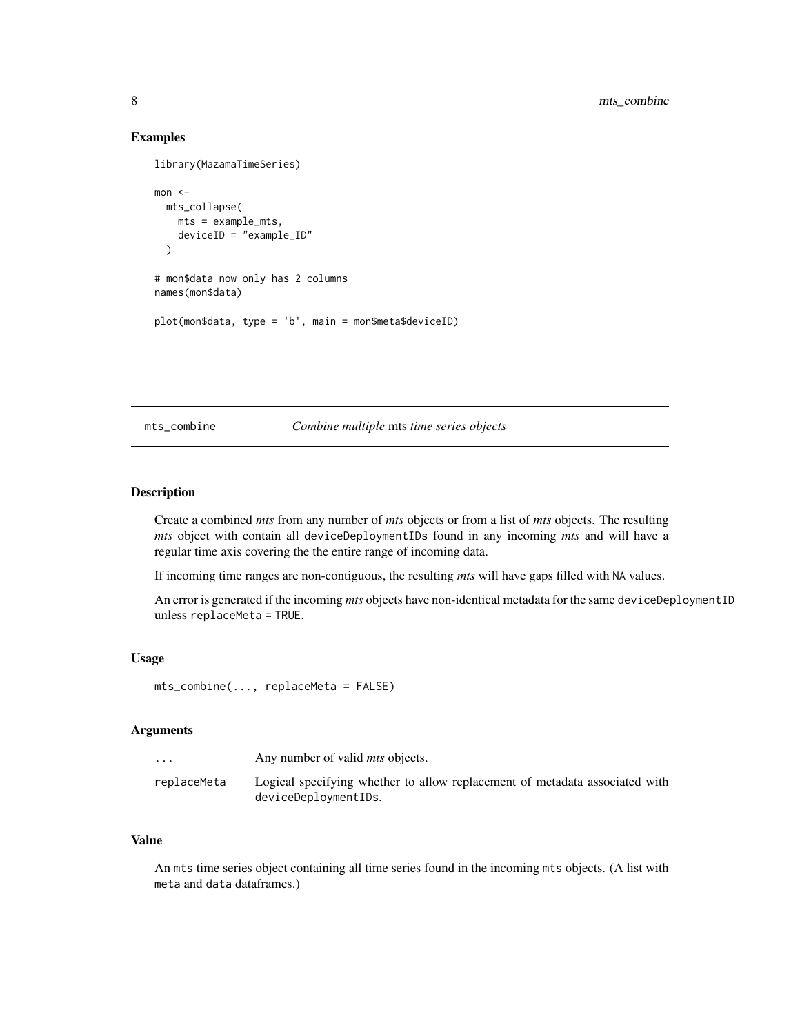## Examples

```
library(MazamaTimeSeries)

mon <-
  mts_collapse(
    mts = example_mts,
    deviceID = "example_ID"
  )

# mon$data now only has 2 columns
names(mon$data)

plot(mon$data, type = 'b', main = mon$meta$deviceID)
```

---

## mts_combine — *Combine multiple* mts *time series objects*

---

### Description

Create a combined *mts* from any number of *mts* objects or from a list of *mts* objects. The resulting *mts* object with contain all `deviceDeploymentIDs` found in any incoming *mts* and will have a regular time axis covering the the entire range of incoming data.

If incoming time ranges are non-contiguous, the resulting *mts* will have gaps filled with `NA` values.

An error is generated if the incoming *mts* objects have non-identical metadata for the same `deviceDeploymentID` unless `replaceMeta = TRUE`.

### Usage

```
mts_combine(..., replaceMeta = FALSE)
```

### Arguments

| | |
|---|---|
| `...` | Any number of valid *mts* objects. |
| `replaceMeta` | Logical specifying whether to allow replacement of metadata associated with `deviceDeploymentIDs`. |

### Value

An `mts` time series object containing all time series found in the incoming `mts` objects. (A list with `meta` and `data` dataframes.)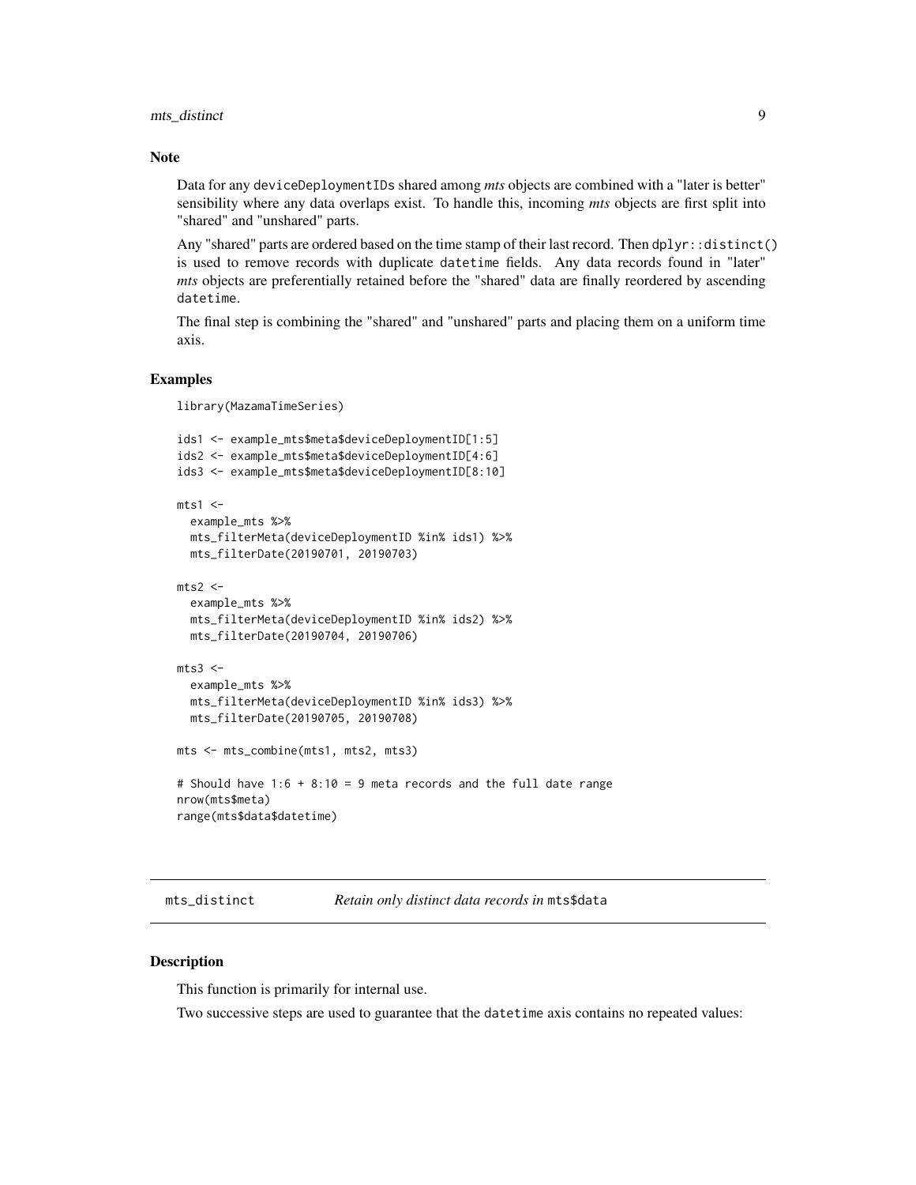### Note

Data for any `deviceDeploymentID`s shared among *mts* objects are combined with a "later is better" sensibility where any data overlaps exist. To handle this, incoming *mts* objects are first split into "shared" and "unshared" parts.

Any "shared" parts are ordered based on the time stamp of their last record. Then `dplyr::distinct()` is used to remove records with duplicate `datetime` fields. Any data records found in "later" *mts* objects are preferentially retained before the "shared" data are finally reordered by ascending `datetime`.

The final step is combining the "shared" and "unshared" parts and placing them on a uniform time axis.

### Examples

```
library(MazamaTimeSeries)

ids1 <- example_mts$meta$deviceDeploymentID[1:5]
ids2 <- example_mts$meta$deviceDeploymentID[4:6]
ids3 <- example_mts$meta$deviceDeploymentID[8:10]

mts1 <-
  example_mts %>%
  mts_filterMeta(deviceDeploymentID %in% ids1) %>%
  mts_filterDate(20190701, 20190703)

mts2 <-
  example_mts %>%
  mts_filterMeta(deviceDeploymentID %in% ids2) %>%
  mts_filterDate(20190704, 20190706)

mts3 <-
  example_mts %>%
  mts_filterMeta(deviceDeploymentID %in% ids3) %>%
  mts_filterDate(20190705, 20190708)

mts <- mts_combine(mts1, mts2, mts3)

# Should have 1:6 + 8:10 = 9 meta records and the full date range
nrow(mts$meta)
range(mts$data$datetime)
```

---

## mts_distinct — *Retain only distinct data records in* `mts$data`

### Description

This function is primarily for internal use.

Two successive steps are used to guarantee that the `datetime` axis contains no repeated values: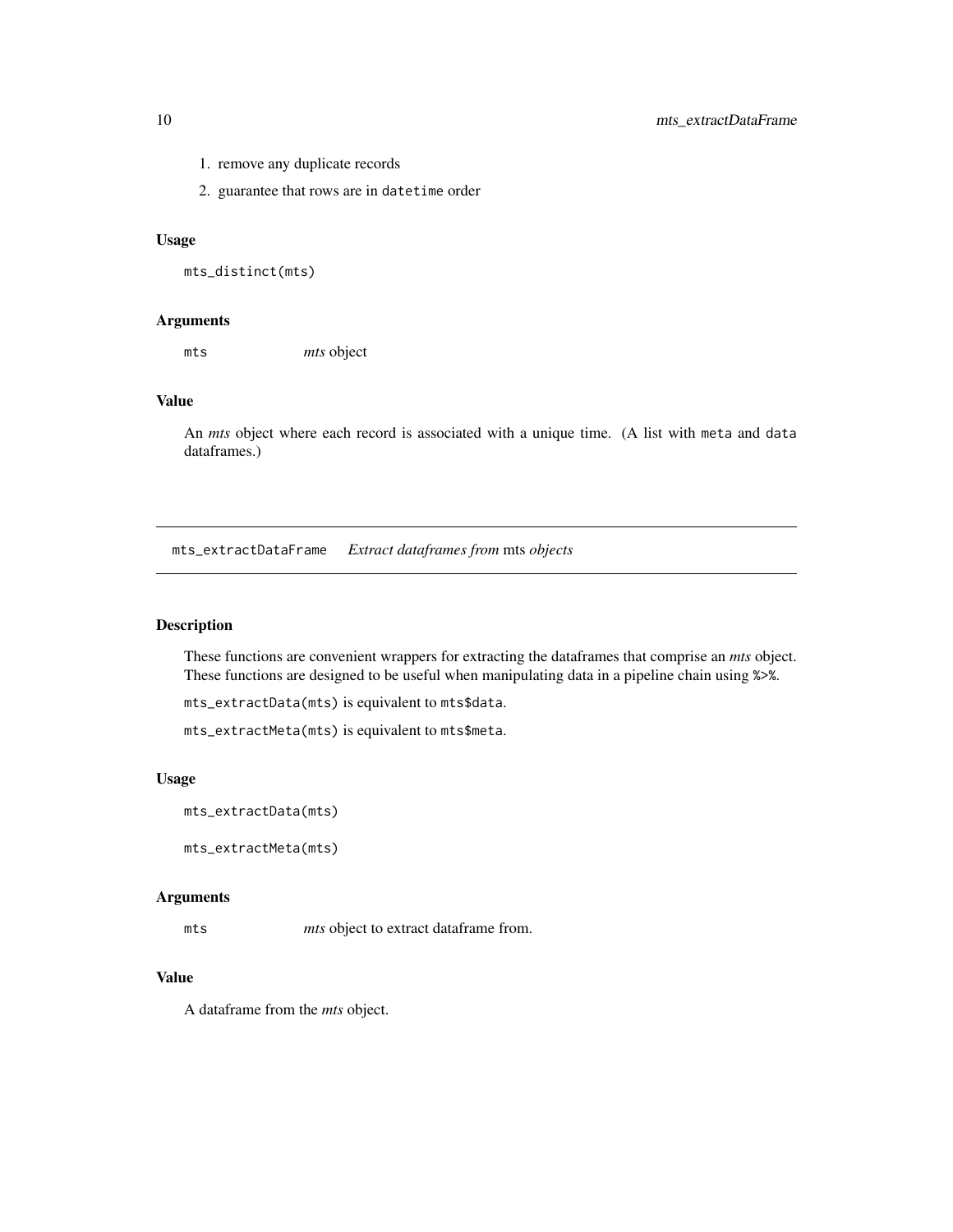1. remove any duplicate records
2. guarantee that rows are in `datetime` order

### Usage

```
mts_distinct(mts)
```

### Arguments

| | |
|---|---|
| `mts` | *mts* object |

### Value

An *mts* object where each record is associated with a unique time. (A list with `meta` and `data` dataframes.)

---

## mts_extractDataFrame    *Extract dataframes from* mts *objects*

---

### Description

These functions are convenient wrappers for extracting the dataframes that comprise an *mts* object. These functions are designed to be useful when manipulating data in a pipeline chain using `%>%`.

`mts_extractData(mts)` is equivalent to `mts$data`.

`mts_extractMeta(mts)` is equivalent to `mts$meta`.

### Usage

```
mts_extractData(mts)

mts_extractMeta(mts)
```

### Arguments

| | |
|---|---|
| `mts` | *mts* object to extract dataframe from. |

### Value

A dataframe from the *mts* object.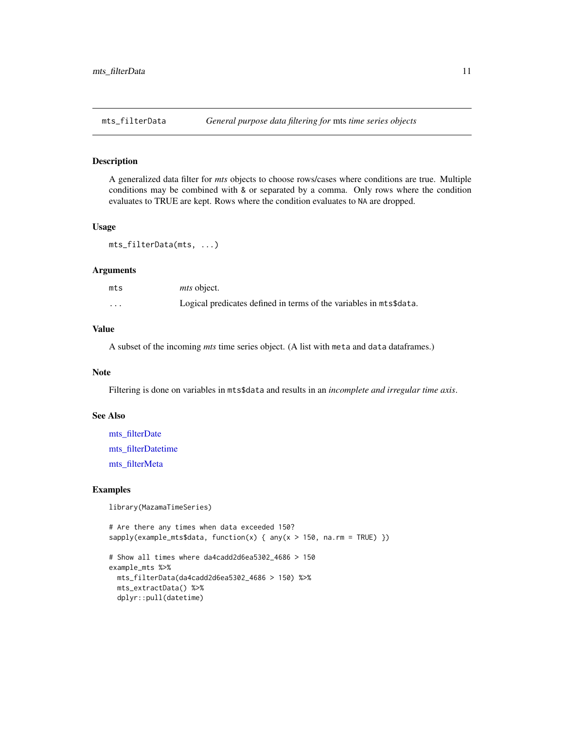## mts_filterData — *General purpose data filtering for* mts *time series objects*

### Description

A generalized data filter for *mts* objects to choose rows/cases where conditions are true. Multiple conditions may be combined with `&` or separated by a comma. Only rows where the condition evaluates to TRUE are kept. Rows where the condition evaluates to `NA` are dropped.

### Usage

```
mts_filterData(mts, ...)
```

### Arguments

| | |
|---|---|
| `mts` | *mts* object. |
| `...` | Logical predicates defined in terms of the variables in `mts$data`. |

### Value

A subset of the incoming *mts* time series object. (A list with `meta` and `data` dataframes.)

### Note

Filtering is done on variables in `mts$data` and results in an *incomplete and irregular time axis*.

### See Also

mts_filterDate

mts_filterDatetime

mts_filterMeta

### Examples

```
library(MazamaTimeSeries)

# Are there any times when data exceeded 150?
sapply(example_mts$data, function(x) { any(x > 150, na.rm = TRUE) })

# Show all times where da4cadd2d6ea5302_4686 > 150
example_mts %>%
  mts_filterData(da4cadd2d6ea5302_4686 > 150) %>%
  mts_extractData() %>%
  dplyr::pull(datetime)
```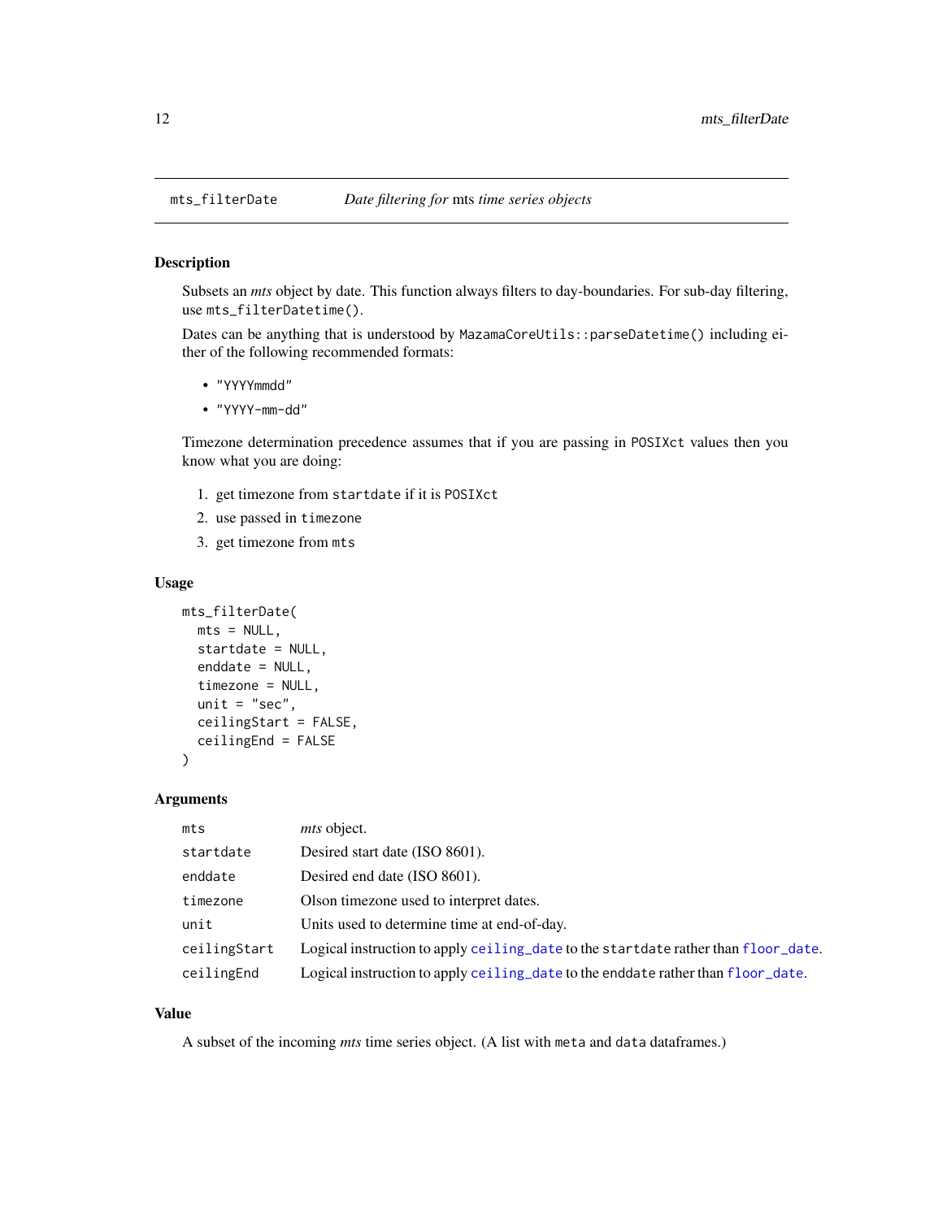mts_filterDate *Date filtering for* mts *time series objects*

## Description

Subsets an *mts* object by date. This function always filters to day-boundaries. For sub-day filtering, use `mts_filterDatetime()`.

Dates can be anything that is understood by `MazamaCoreUtils::parseDatetime()` including either of the following recommended formats:

- `"YYYYmmdd"`
- `"YYYY-mm-dd"`

Timezone determination precedence assumes that if you are passing in `POSIXct` values then you know what you are doing:

1. get timezone from `startdate` if it is `POSIXct`
2. use passed in `timezone`
3. get timezone from `mts`

## Usage

```
mts_filterDate(
  mts = NULL,
  startdate = NULL,
  enddate = NULL,
  timezone = NULL,
  unit = "sec",
  ceilingStart = FALSE,
  ceilingEnd = FALSE
)
```

## Arguments

| | |
|---|---|
| `mts` | *mts* object. |
| `startdate` | Desired start date (ISO 8601). |
| `enddate` | Desired end date (ISO 8601). |
| `timezone` | Olson timezone used to interpret dates. |
| `unit` | Units used to determine time at end-of-day. |
| `ceilingStart` | Logical instruction to apply `ceiling_date` to the `startdate` rather than `floor_date`. |
| `ceilingEnd` | Logical instruction to apply `ceiling_date` to the `enddate` rather than `floor_date`. |

## Value

A subset of the incoming *mts* time series object. (A list with `meta` and `data` dataframes.)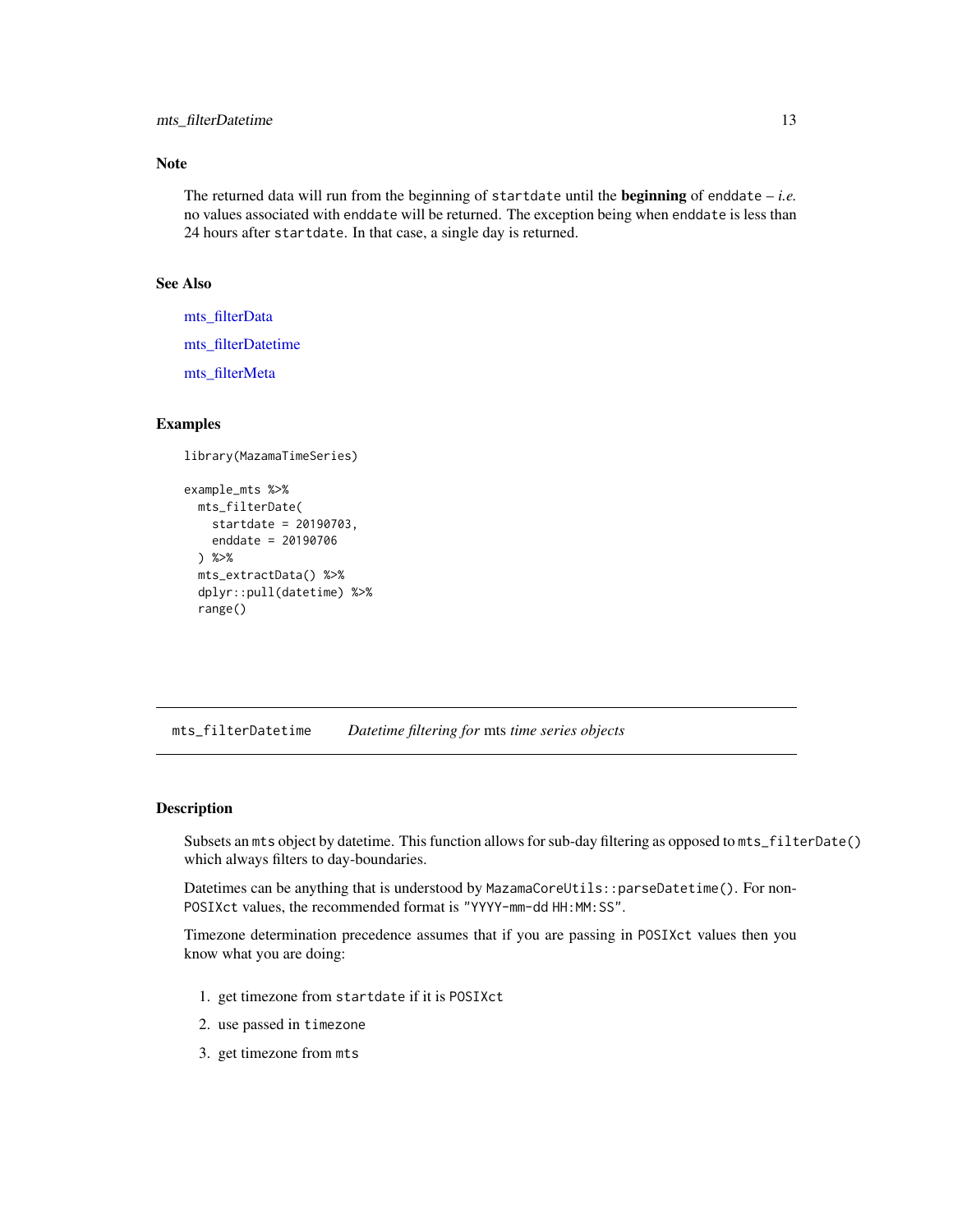## Note

The returned data will run from the beginning of `startdate` until the **beginning** of `enddate` – *i.e.* no values associated with `enddate` will be returned. The exception being when `enddate` is less than 24 hours after `startdate`. In that case, a single day is returned.

## See Also

mts_filterData

mts_filterDatetime

mts_filterMeta

## Examples

```
library(MazamaTimeSeries)

example_mts %>%
  mts_filterDate(
    startdate = 20190703,
    enddate = 20190706
  ) %>%
  mts_extractData() %>%
  dplyr::pull(datetime) %>%
  range()
```

---

# mts_filterDatetime    *Datetime filtering for* mts *time series objects*

## Description

Subsets an `mts` object by datetime. This function allows for sub-day filtering as opposed to `mts_filterDate()` which always filters to day-boundaries.

Datetimes can be anything that is understood by `MazamaCoreUtils::parseDatetime()`. For non-`POSIXct` values, the recommended format is `"YYYY-mm-dd HH:MM:SS"`.

Timezone determination precedence assumes that if you are passing in `POSIXct` values then you know what you are doing:

1. get timezone from `startdate` if it is `POSIXct`
2. use passed in `timezone`
3. get timezone from `mts`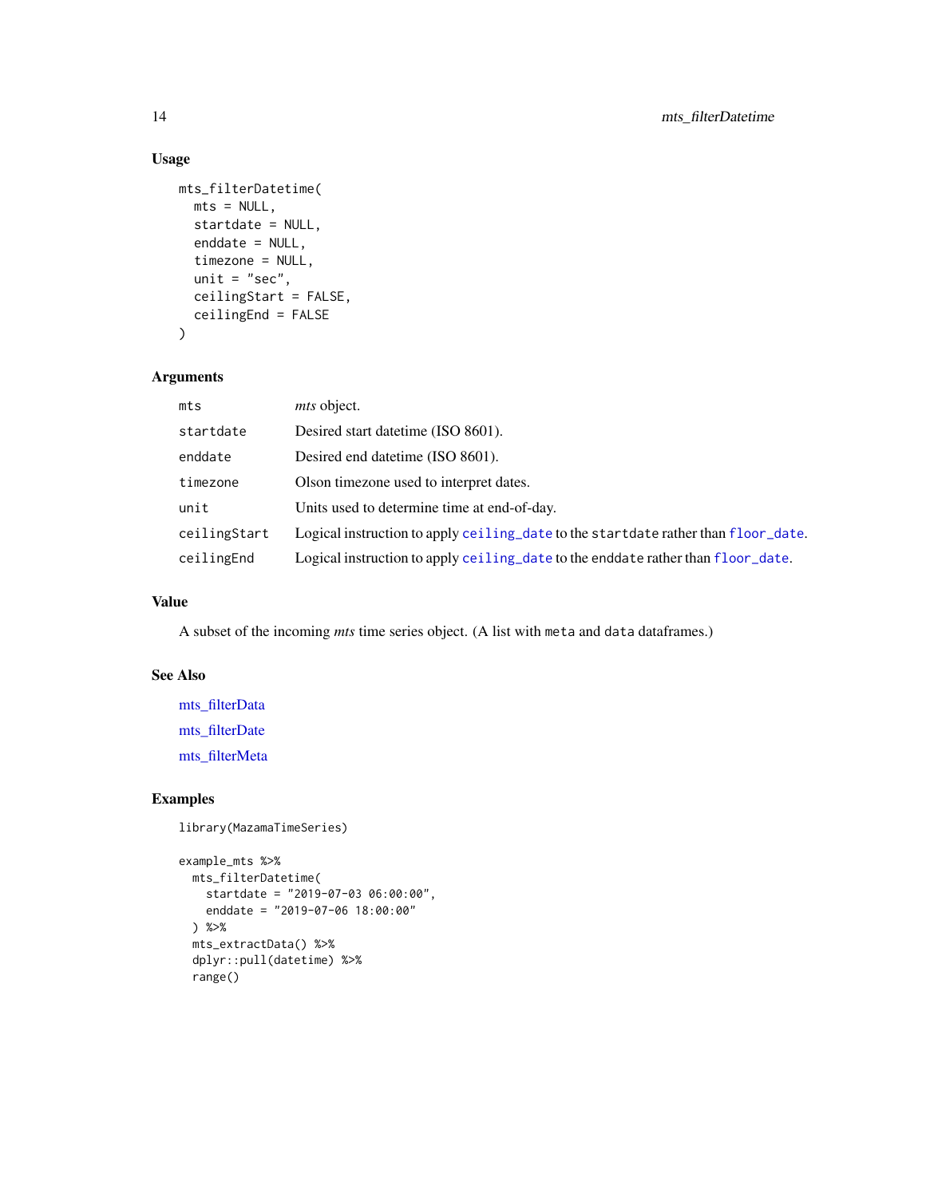## Usage

```
mts_filterDatetime(
  mts = NULL,
  startdate = NULL,
  enddate = NULL,
  timezone = NULL,
  unit = "sec",
  ceilingStart = FALSE,
  ceilingEnd = FALSE
)
```

## Arguments

| | |
|---|---|
| `mts` | *mts* object. |
| `startdate` | Desired start datetime (ISO 8601). |
| `enddate` | Desired end datetime (ISO 8601). |
| `timezone` | Olson timezone used to interpret dates. |
| `unit` | Units used to determine time at end-of-day. |
| `ceilingStart` | Logical instruction to apply `ceiling_date` to the `startdate` rather than `floor_date`. |
| `ceilingEnd` | Logical instruction to apply `ceiling_date` to the `enddate` rather than `floor_date`. |

## Value

A subset of the incoming *mts* time series object. (A list with `meta` and `data` dataframes.)

## See Also

mts_filterData

mts_filterDate

mts_filterMeta

## Examples

```
library(MazamaTimeSeries)

example_mts %>%
  mts_filterDatetime(
    startdate = "2019-07-03 06:00:00",
    enddate = "2019-07-06 18:00:00"
  ) %>%
  mts_extractData() %>%
  dplyr::pull(datetime) %>%
  range()
```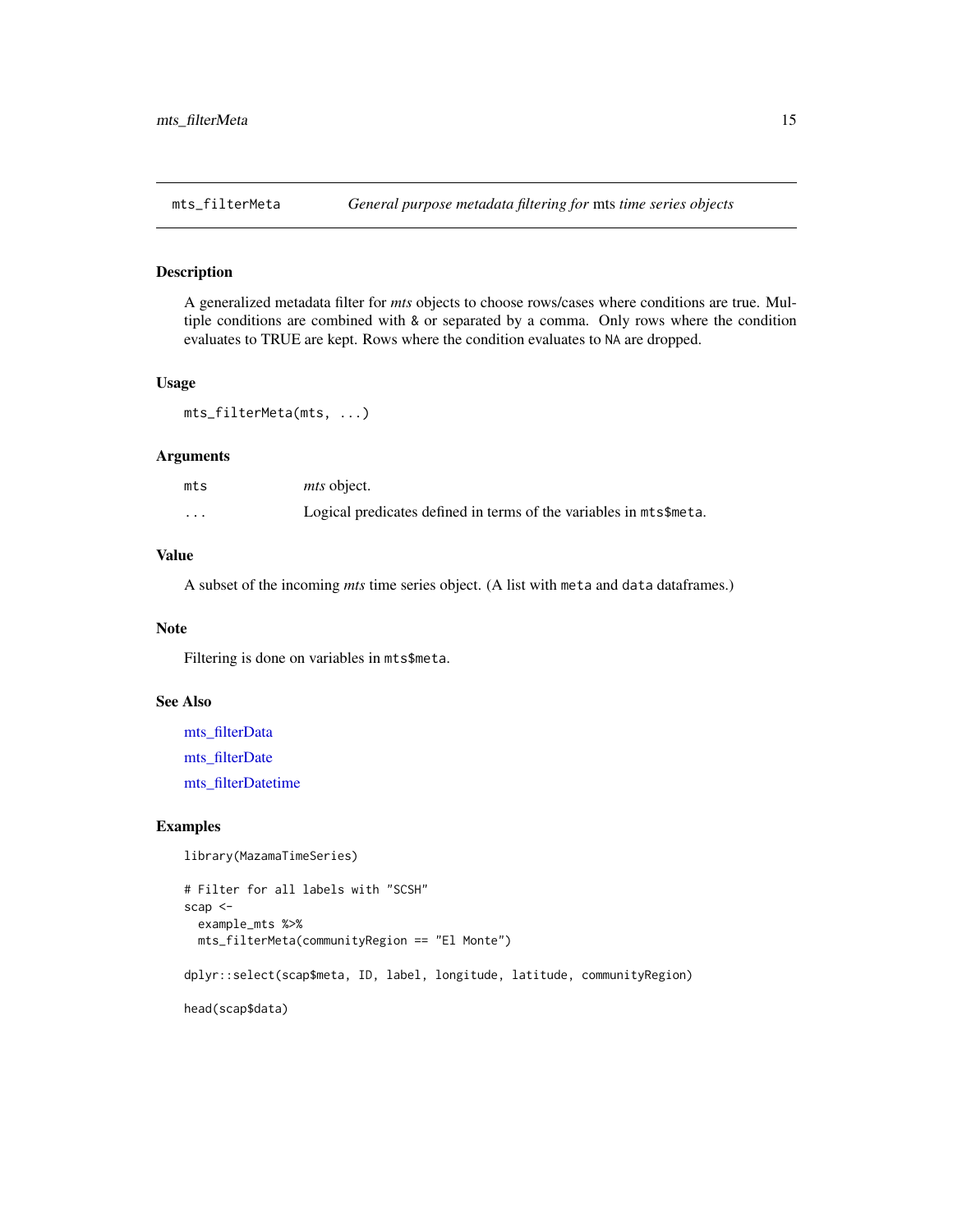## mts_filterMeta — *General purpose metadata filtering for* mts *time series objects*

### Description

A generalized metadata filter for *mts* objects to choose rows/cases where conditions are true. Multiple conditions are combined with `&` or separated by a comma. Only rows where the condition evaluates to TRUE are kept. Rows where the condition evaluates to `NA` are dropped.

### Usage

```
mts_filterMeta(mts, ...)
```

### Arguments

| | |
|---|---|
| `mts` | *mts* object. |
| `...` | Logical predicates defined in terms of the variables in `mts$meta`. |

### Value

A subset of the incoming *mts* time series object. (A list with `meta` and `data` dataframes.)

### Note

Filtering is done on variables in `mts$meta`.

### See Also

mts_filterData

mts_filterDate

mts_filterDatetime

### Examples

```
library(MazamaTimeSeries)

# Filter for all labels with "SCSH"
scap <-
  example_mts %>%
  mts_filterMeta(communityRegion == "El Monte")

dplyr::select(scap$meta, ID, label, longitude, latitude, communityRegion)

head(scap$data)
```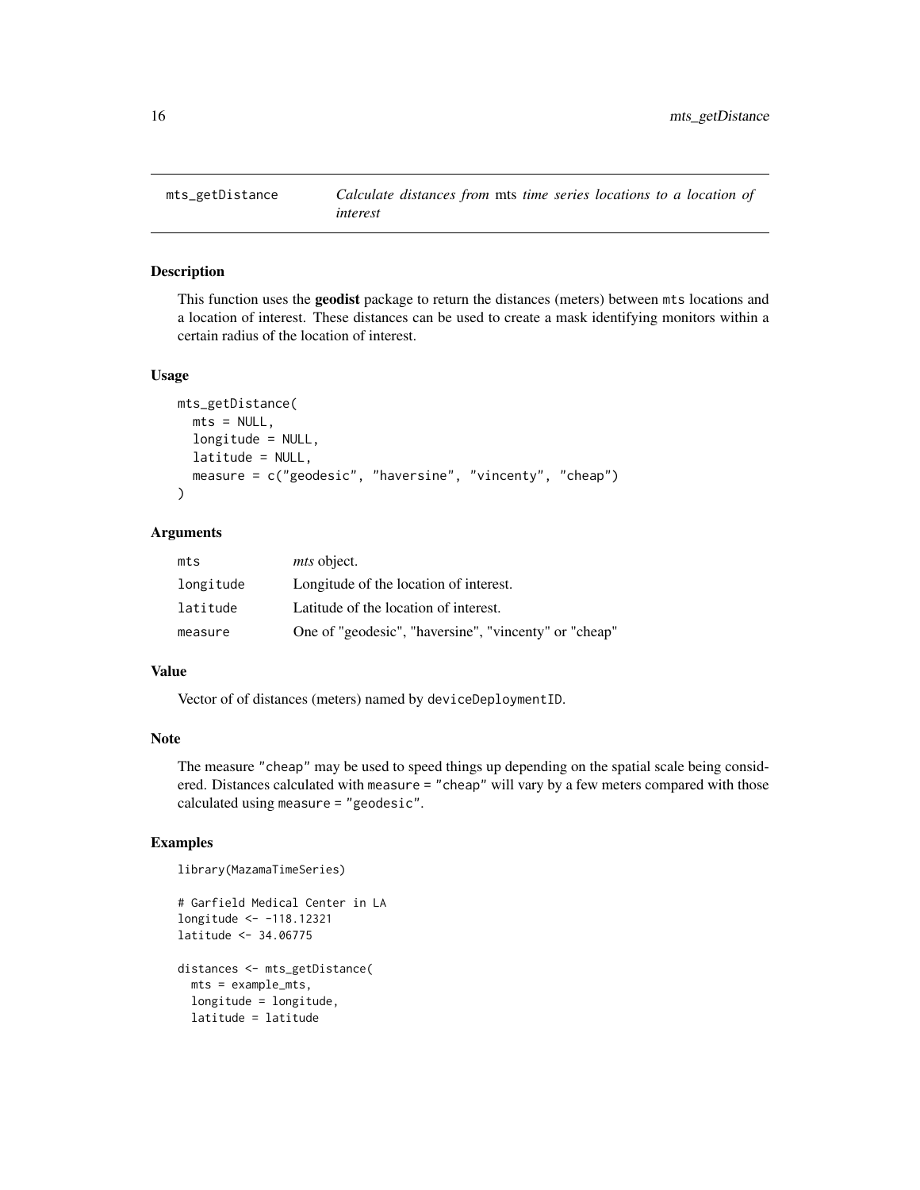mts_getDistance *Calculate distances from* mts *time series locations to a location of interest*

## Description

This function uses the **geodist** package to return the distances (meters) between mts locations and a location of interest. These distances can be used to create a mask identifying monitors within a certain radius of the location of interest.

## Usage

```
mts_getDistance(
  mts = NULL,
  longitude = NULL,
  latitude = NULL,
  measure = c("geodesic", "haversine", "vincenty", "cheap")
)
```

## Arguments

| | |
|---|---|
| mts | *mts* object. |
| longitude | Longitude of the location of interest. |
| latitude | Latitude of the location of interest. |
| measure | One of "geodesic", "haversine", "vincenty" or "cheap" |

## Value

Vector of of distances (meters) named by deviceDeploymentID.

## Note

The measure "cheap" may be used to speed things up depending on the spatial scale being considered. Distances calculated with measure = "cheap" will vary by a few meters compared with those calculated using measure = "geodesic".

## Examples

```
library(MazamaTimeSeries)

# Garfield Medical Center in LA
longitude <- -118.12321
latitude <- 34.06775

distances <- mts_getDistance(
  mts = example_mts,
  longitude = longitude,
  latitude = latitude
```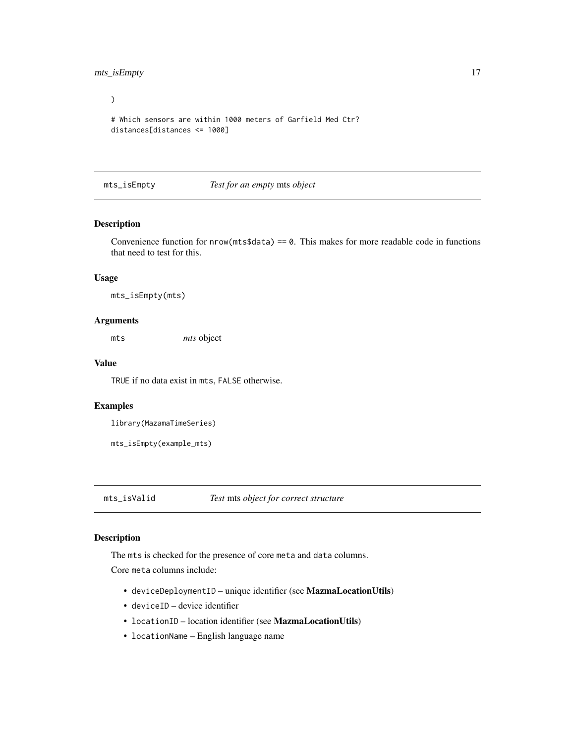```
)

# Which sensors are within 1000 meters of Garfield Med Ctr?
distances[distances <= 1000]
```

---

## mts_isEmpty — *Test for an empty* mts *object*

### Description

Convenience function for `nrow(mts$data) == 0`. This makes for more readable code in functions that need to test for this.

### Usage

```
mts_isEmpty(mts)
```

### Arguments

| | |
|---|---|
| `mts` | *mts* object |

### Value

`TRUE` if no data exist in `mts`, `FALSE` otherwise.

### Examples

```
library(MazamaTimeSeries)

mts_isEmpty(example_mts)
```

---

## mts_isValid — *Test* mts *object for correct structure*

### Description

The `mts` is checked for the presence of core `meta` and `data` columns.

Core `meta` columns include:

- `deviceDeploymentID` – unique identifier (see **MazmaLocationUtils**)
- `deviceID` – device identifier
- `locationID` – location identifier (see **MazmaLocationUtils**)
- `locationName` – English language name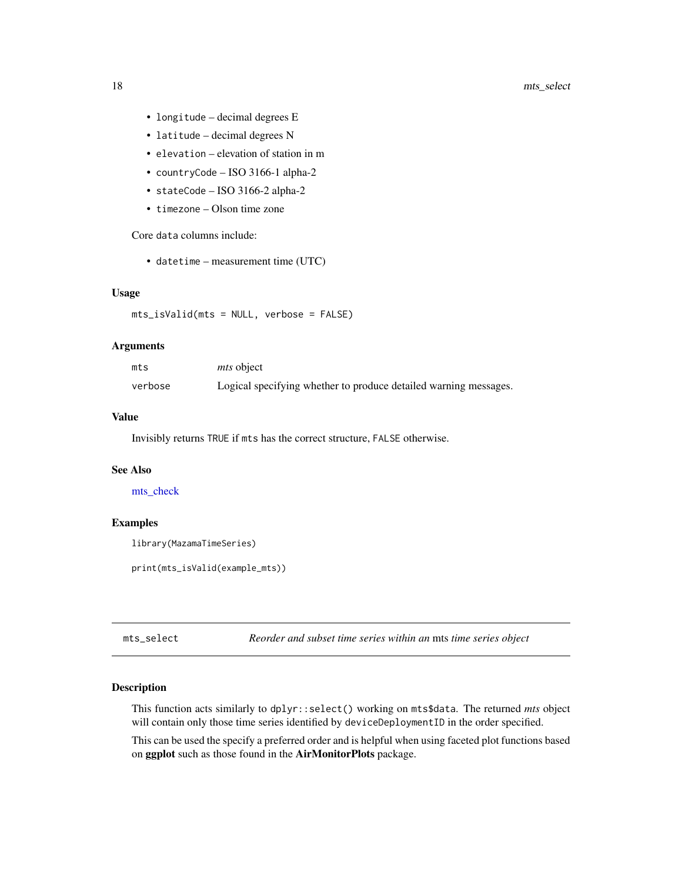- `longitude` – decimal degrees E
- `latitude` – decimal degrees N
- `elevation` – elevation of station in m
- `countryCode` – ISO 3166-1 alpha-2
- `stateCode` – ISO 3166-2 alpha-2
- `timezone` – Olson time zone

Core `data` columns include:

- `datetime` – measurement time (UTC)

### Usage

```
mts_isValid(mts = NULL, verbose = FALSE)
```

### Arguments

| | |
|---|---|
| `mts` | *mts* object |
| `verbose` | Logical specifying whether to produce detailed warning messages. |

### Value

Invisibly returns `TRUE` if `mts` has the correct structure, `FALSE` otherwise.

### See Also

mts_check

### Examples

```
library(MazamaTimeSeries)

print(mts_isValid(example_mts))
```

---

## `mts_select` *Reorder and subset time series within an* mts *time series object*

---

### Description

This function acts similarly to `dplyr::select()` working on `mts$data`. The returned *mts* object will contain only those time series identified by `deviceDeploymentID` in the order specified.

This can be used the specify a preferred order and is helpful when using faceted plot functions based on **ggplot** such as those found in the **AirMonitorPlots** package.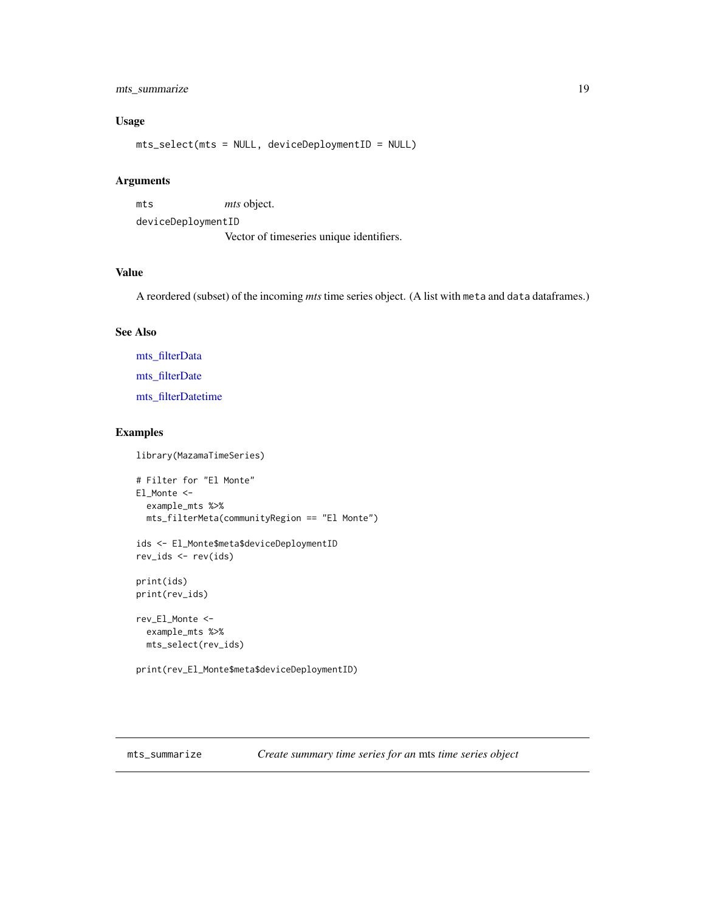## Usage

```
mts_select(mts = NULL, deviceDeploymentID = NULL)
```

## Arguments

`mts` — *mts* object.

`deviceDeploymentID` — Vector of timeseries unique identifiers.

## Value

A reordered (subset) of the incoming *mts* time series object. (A list with `meta` and `data` dataframes.)

## See Also

mts_filterData

mts_filterDate

mts_filterDatetime

## Examples

```
library(MazamaTimeSeries)

# Filter for "El Monte"
El_Monte <-
  example_mts %>%
  mts_filterMeta(communityRegion == "El Monte")

ids <- El_Monte$meta$deviceDeploymentID
rev_ids <- rev(ids)

print(ids)
print(rev_ids)

rev_El_Monte <-
  example_mts %>%
  mts_select(rev_ids)

print(rev_El_Monte$meta$deviceDeploymentID)
```

---

# mts_summarize — *Create summary time series for an* mts *time series object*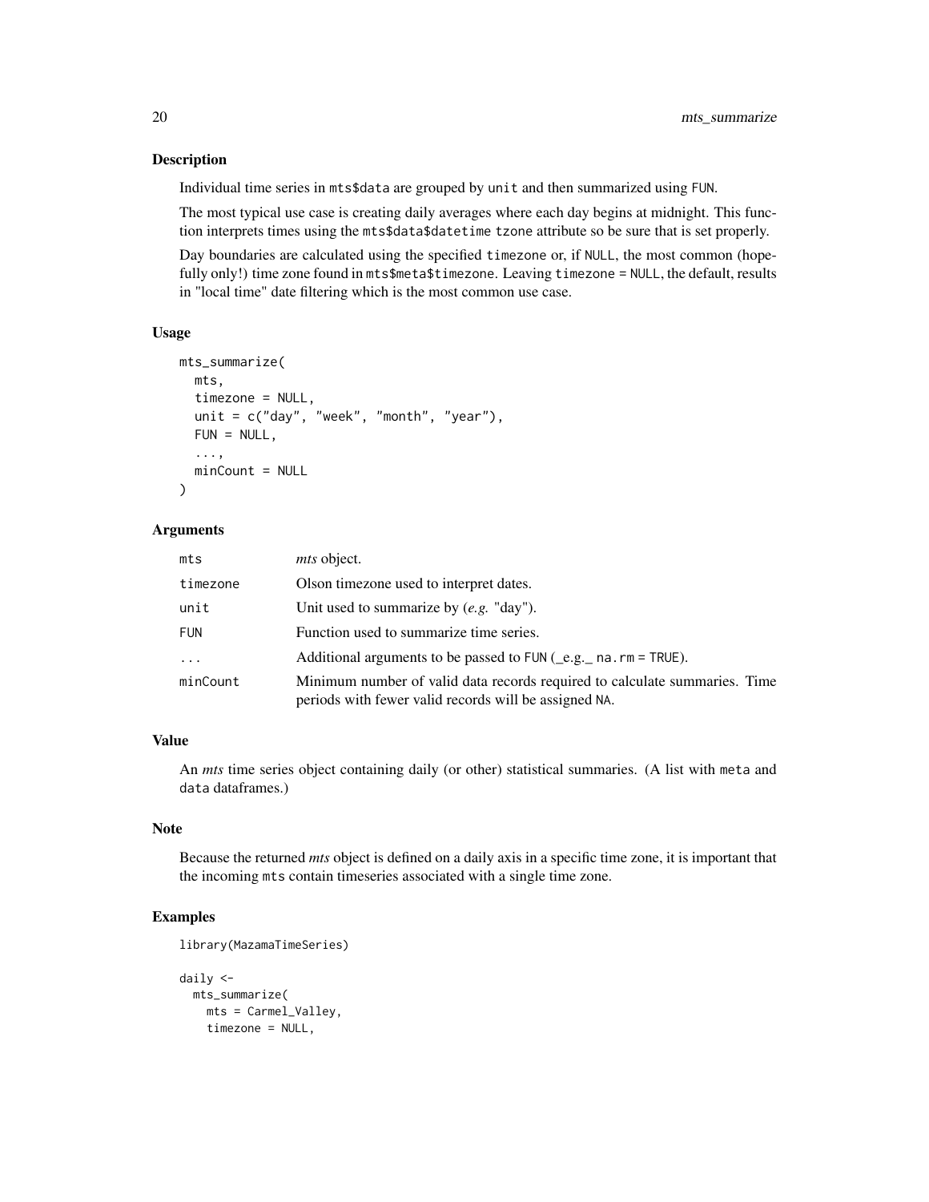## Description

Individual time series in `mts$data` are grouped by `unit` and then summarized using `FUN`.

The most typical use case is creating daily averages where each day begins at midnight. This function interprets times using the `mts$data$datetime tzone` attribute so be sure that is set properly.

Day boundaries are calculated using the specified `timezone` or, if `NULL`, the most common (hopefully only!) time zone found in `mts$meta$timezone`. Leaving `timezone = NULL`, the default, results in "local time" date filtering which is the most common use case.

## Usage

```
mts_summarize(
  mts,
  timezone = NULL,
  unit = c("day", "week", "month", "year"),
  FUN = NULL,
  ...,
  minCount = NULL
)
```

## Arguments

| | |
|---|---|
| `mts` | *mts* object. |
| `timezone` | Olson timezone used to interpret dates. |
| `unit` | Unit used to summarize by (*e.g.* "day"). |
| `FUN` | Function used to summarize time series. |
| `...` | Additional arguments to be passed to `FUN` (_e.g._ `na.rm = TRUE`). |
| `minCount` | Minimum number of valid data records required to calculate summaries. Time periods with fewer valid records will be assigned `NA`. |

## Value

An *mts* time series object containing daily (or other) statistical summaries. (A list with `meta` and `data` dataframes.)

## Note

Because the returned *mts* object is defined on a daily axis in a specific time zone, it is important that the incoming `mts` contain timeseries associated with a single time zone.

## Examples

```
library(MazamaTimeSeries)

daily <-
  mts_summarize(
    mts = Carmel_Valley,
    timezone = NULL,
```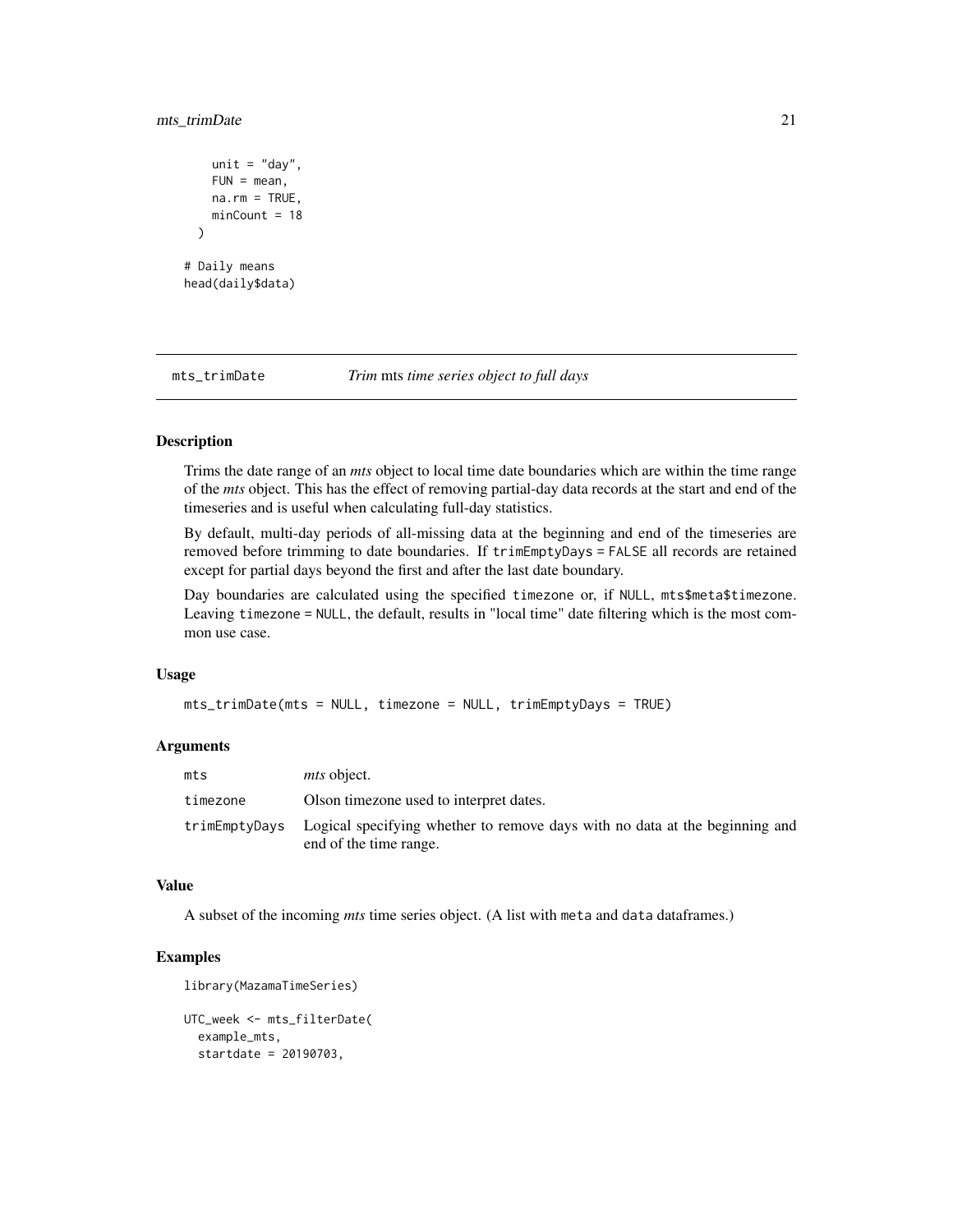```
    unit = "day",
    FUN = mean,
    na.rm = TRUE,
    minCount = 18
  )

# Daily means
head(daily$data)
```

---

## mts_trimDate — *Trim* mts *time series object to full days*

### Description

Trims the date range of an *mts* object to local time date boundaries which are within the time range of the *mts* object. This has the effect of removing partial-day data records at the start and end of the timeseries and is useful when calculating full-day statistics.

By default, multi-day periods of all-missing data at the beginning and end of the timeseries are removed before trimming to date boundaries. If `trimEmptyDays = FALSE` all records are retained except for partial days beyond the first and after the last date boundary.

Day boundaries are calculated using the specified `timezone` or, if `NULL`, `mts$meta$timezone`. Leaving `timezone = NULL`, the default, results in "local time" date filtering which is the most common use case.

### Usage

```
mts_trimDate(mts = NULL, timezone = NULL, trimEmptyDays = TRUE)
```

### Arguments

| | |
|---|---|
| `mts` | *mts* object. |
| `timezone` | Olson timezone used to interpret dates. |
| `trimEmptyDays` | Logical specifying whether to remove days with no data at the beginning and end of the time range. |

### Value

A subset of the incoming *mts* time series object. (A list with `meta` and `data` dataframes.)

### Examples

```
library(MazamaTimeSeries)

UTC_week <- mts_filterDate(
  example_mts,
  startdate = 20190703,
```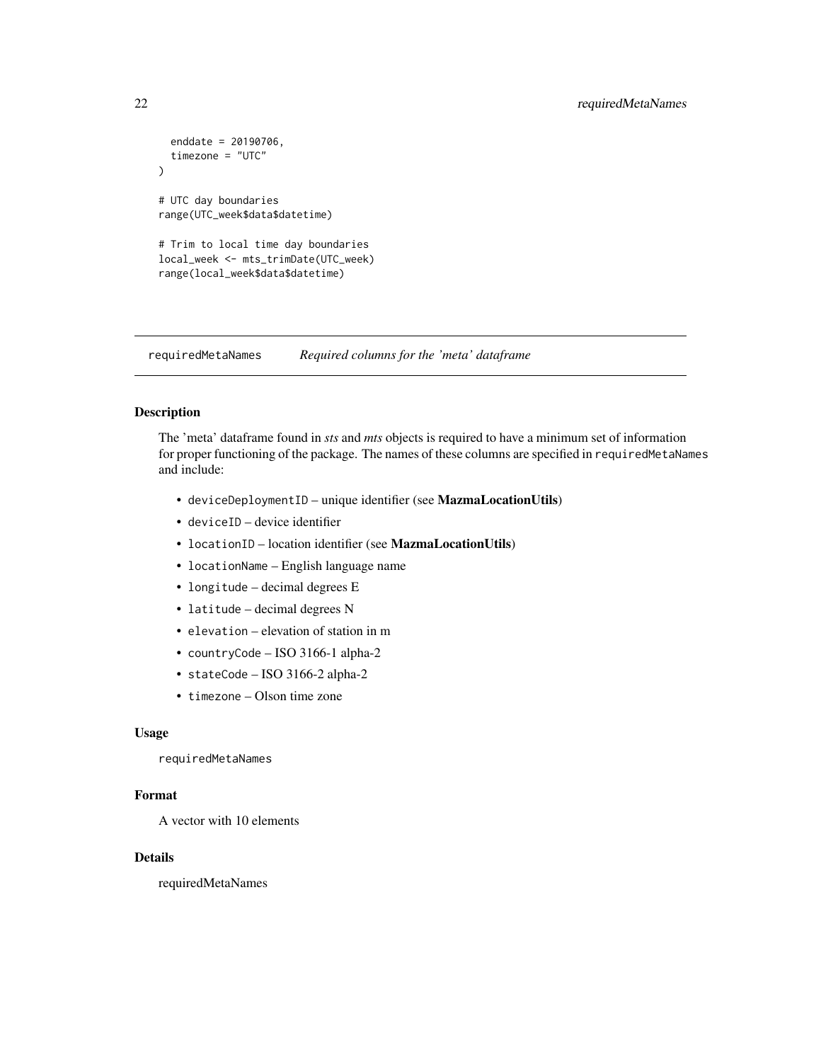```
  enddate = 20190706,
  timezone = "UTC"
)

# UTC day boundaries
range(UTC_week$data$datetime)

# Trim to local time day boundaries
local_week <- mts_trimDate(UTC_week)
range(local_week$data$datetime)
```

---

## requiredMetaNames *Required columns for the 'meta' dataframe*

---

### Description

The 'meta' dataframe found in *sts* and *mts* objects is required to have a minimum set of information for proper functioning of the package. The names of these columns are specified in `requiredMetaNames` and include:

- `deviceDeploymentID` – unique identifier (see **MazmaLocationUtils**)
- `deviceID` – device identifier
- `locationID` – location identifier (see **MazmaLocationUtils**)
- `locationName` – English language name
- `longitude` – decimal degrees E
- `latitude` – decimal degrees N
- `elevation` – elevation of station in m
- `countryCode` – ISO 3166-1 alpha-2
- `stateCode` – ISO 3166-2 alpha-2
- `timezone` – Olson time zone

### Usage

```
requiredMetaNames
```

### Format

A vector with 10 elements

### Details

requiredMetaNames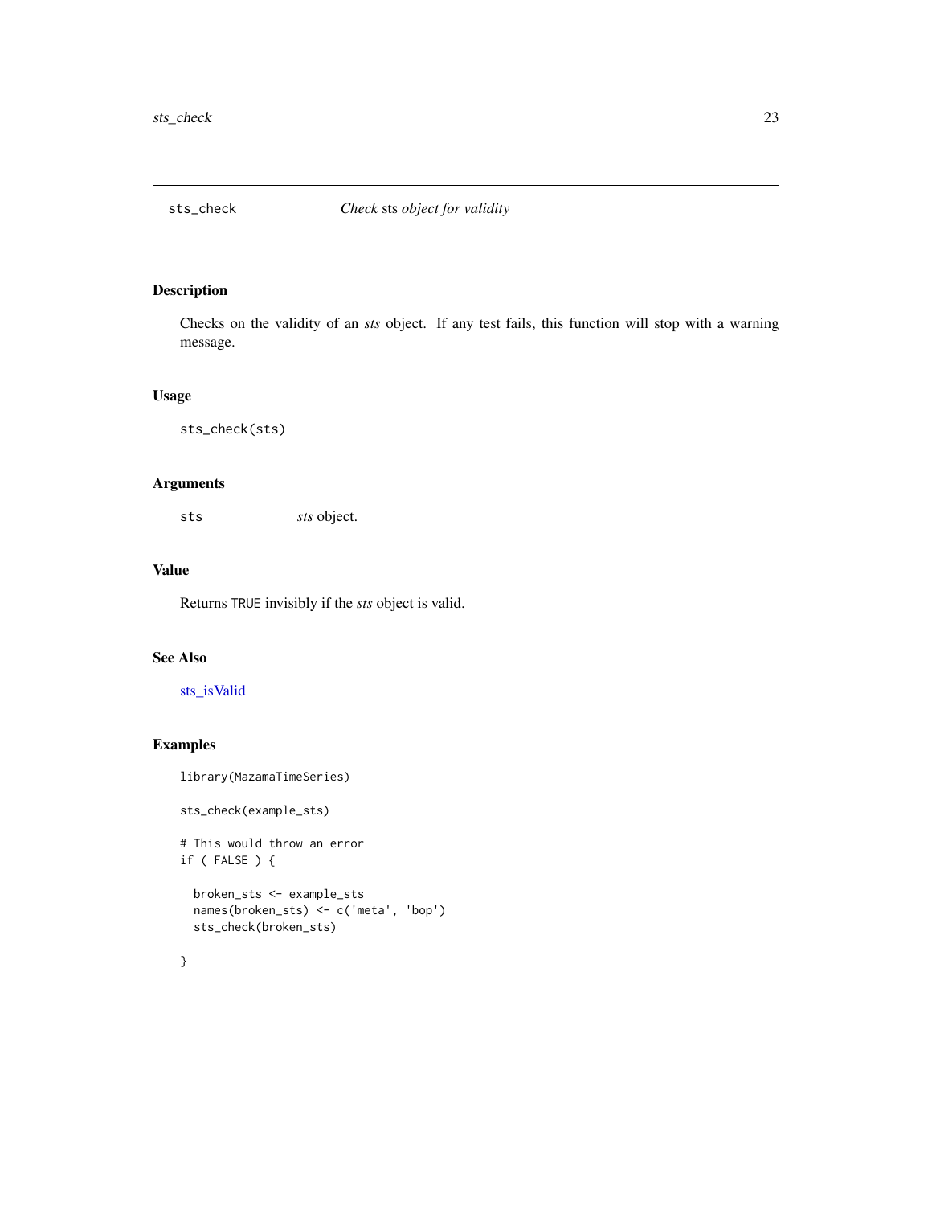sts_check    *Check* sts *object for validity*

## Description

Checks on the validity of an *sts* object. If any test fails, this function will stop with a warning message.

## Usage

```
sts_check(sts)
```

## Arguments

| | |
|---|---|
| sts | *sts* object. |

## Value

Returns TRUE invisibly if the *sts* object is valid.

## See Also

sts_isValid

## Examples

```
library(MazamaTimeSeries)

sts_check(example_sts)

# This would throw an error
if ( FALSE ) {

  broken_sts <- example_sts
  names(broken_sts) <- c('meta', 'bop')
  sts_check(broken_sts)

}
```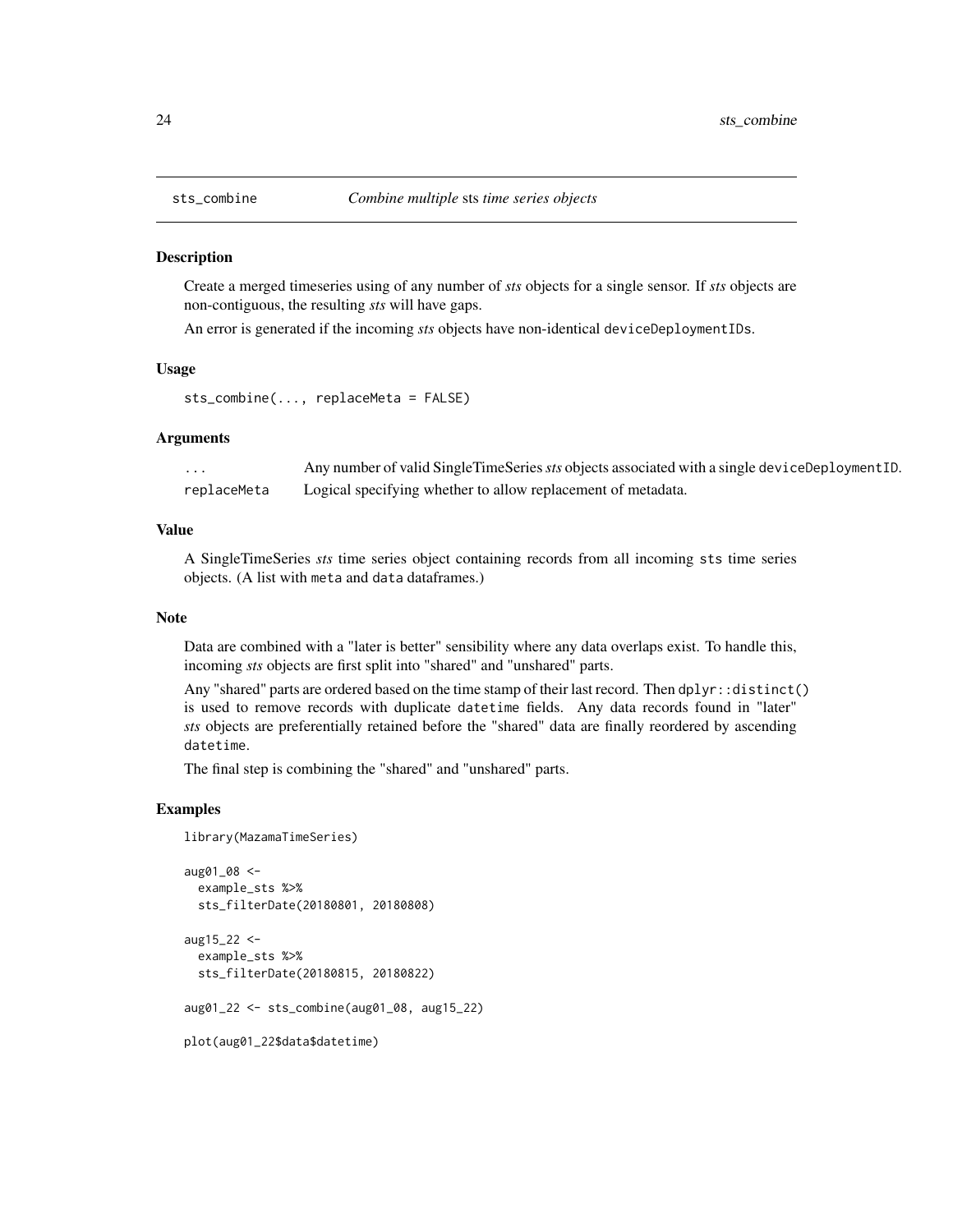## sts_combine — *Combine multiple* sts *time series objects*

### Description

Create a merged timeseries using of any number of *sts* objects for a single sensor. If *sts* objects are non-contiguous, the resulting *sts* will have gaps.

An error is generated if the incoming *sts* objects have non-identical `deviceDeploymentID`s.

### Usage

```
sts_combine(..., replaceMeta = FALSE)
```

### Arguments

| | |
|---|---|
| `...` | Any number of valid SingleTimeSeries *sts* objects associated with a single `deviceDeploymentID`. |
| `replaceMeta` | Logical specifying whether to allow replacement of metadata. |

### Value

A SingleTimeSeries *sts* time series object containing records from all incoming `sts` time series objects. (A list with `meta` and `data` dataframes.)

### Note

Data are combined with a "later is better" sensibility where any data overlaps exist. To handle this, incoming *sts* objects are first split into "shared" and "unshared" parts.

Any "shared" parts are ordered based on the time stamp of their last record. Then `dplyr::distinct()` is used to remove records with duplicate `datetime` fields. Any data records found in "later" *sts* objects are preferentially retained before the "shared" data are finally reordered by ascending `datetime`.

The final step is combining the "shared" and "unshared" parts.

### Examples

```
library(MazamaTimeSeries)

aug01_08 <-
  example_sts %>%
  sts_filterDate(20180801, 20180808)

aug15_22 <-
  example_sts %>%
  sts_filterDate(20180815, 20180822)

aug01_22 <- sts_combine(aug01_08, aug15_22)

plot(aug01_22$data$datetime)
```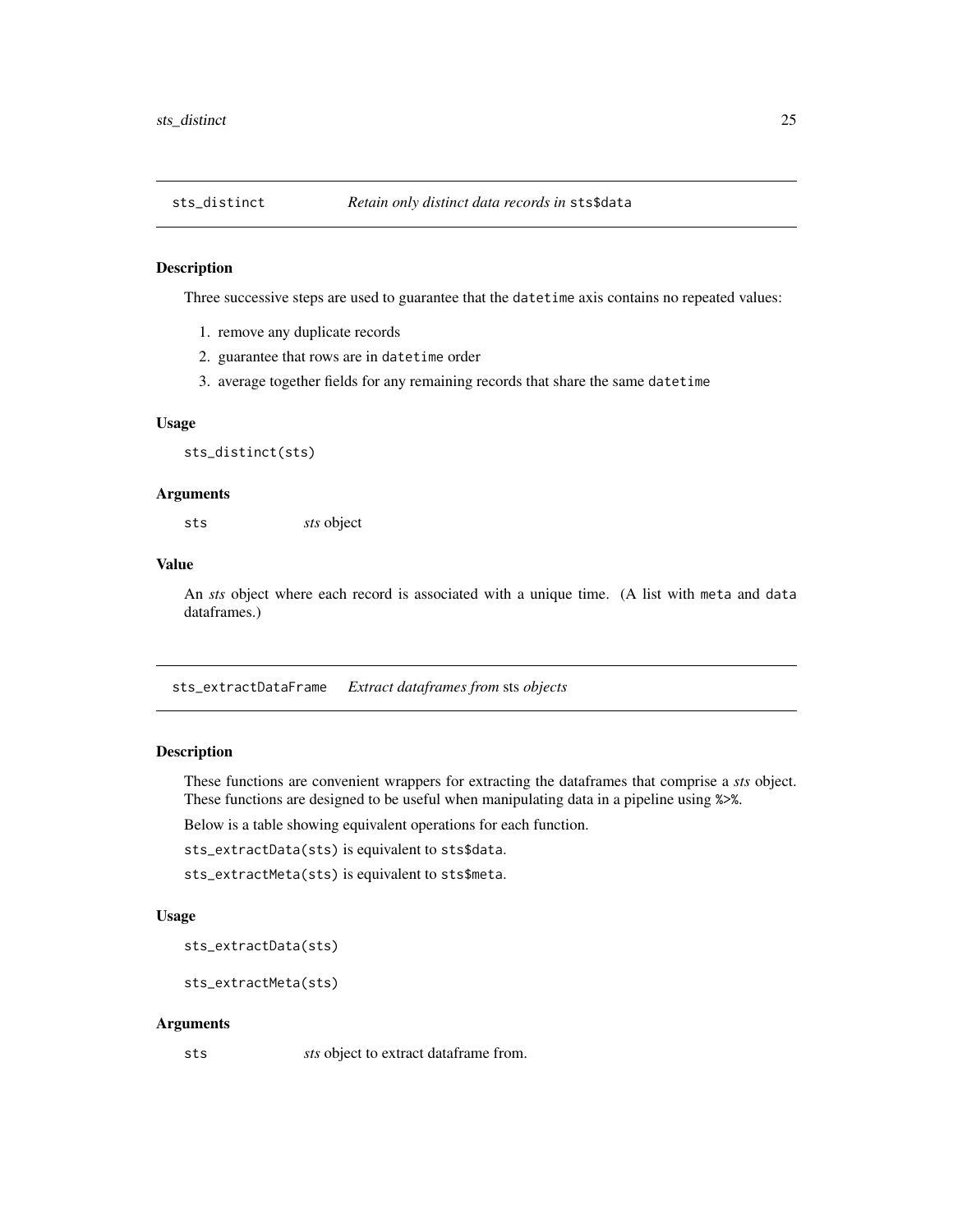## sts_distinct *Retain only distinct data records in* sts$data

### Description

Three successive steps are used to guarantee that the datetime axis contains no repeated values:

1. remove any duplicate records
2. guarantee that rows are in datetime order
3. average together fields for any remaining records that share the same datetime

### Usage

```
sts_distinct(sts)
```

### Arguments

| | |
|---|---|
| sts | *sts* object |

### Value

An *sts* object where each record is associated with a unique time. (A list with meta and data dataframes.)

## sts_extractDataFrame *Extract dataframes from* sts *objects*

### Description

These functions are convenient wrappers for extracting the dataframes that comprise a *sts* object. These functions are designed to be useful when manipulating data in a pipeline using %>%.

Below is a table showing equivalent operations for each function.

sts_extractData(sts) is equivalent to sts$data.

sts_extractMeta(sts) is equivalent to sts$meta.

### Usage

```
sts_extractData(sts)

sts_extractMeta(sts)
```

### Arguments

| | |
|---|---|
| sts | *sts* object to extract dataframe from. |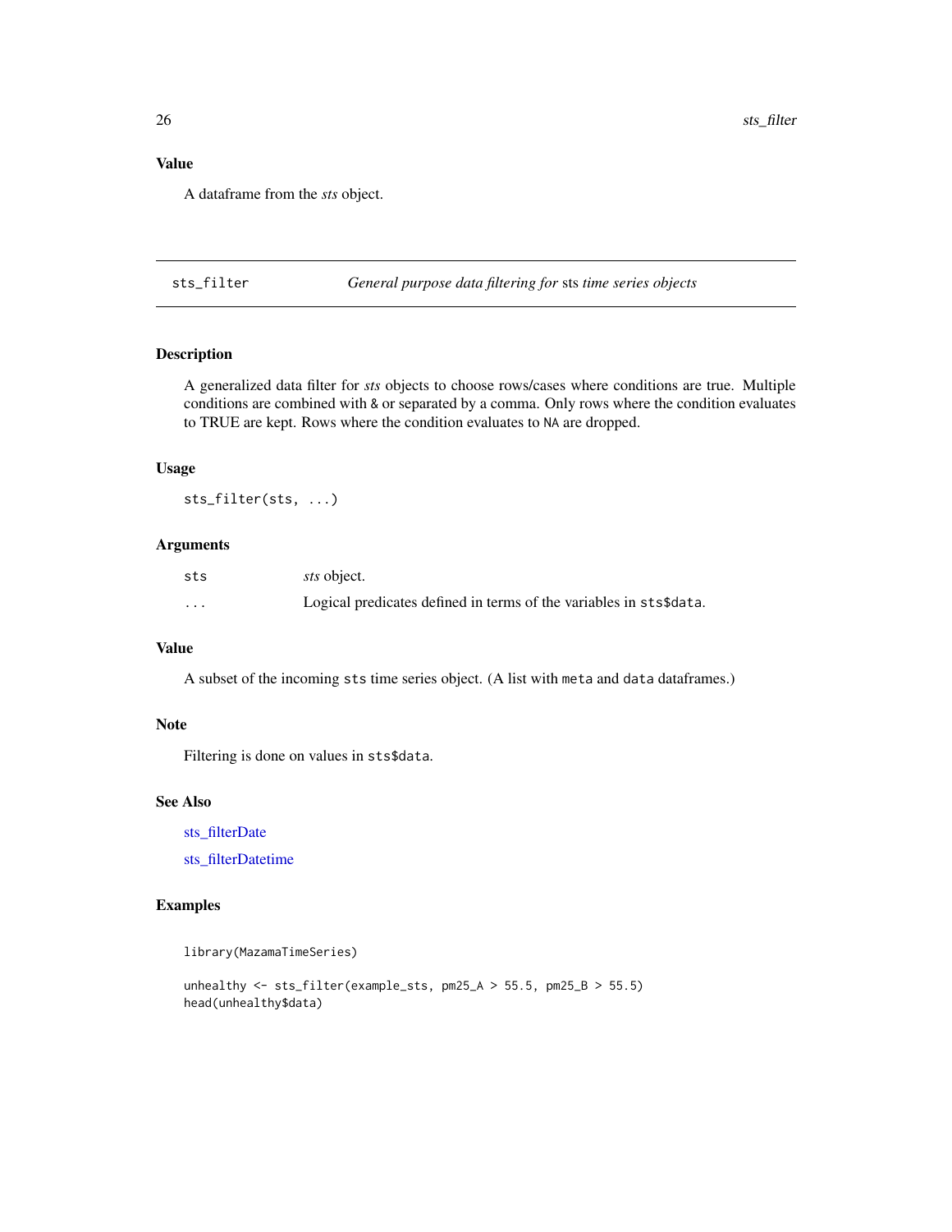## Value

A dataframe from the *sts* object.

---

# sts_filter — *General purpose data filtering for* sts *time series objects*

## Description

A generalized data filter for *sts* objects to choose rows/cases where conditions are true. Multiple conditions are combined with `&` or separated by a comma. Only rows where the condition evaluates to TRUE are kept. Rows where the condition evaluates to `NA` are dropped.

## Usage

```
sts_filter(sts, ...)
```

## Arguments

| | |
|---|---|
| `sts` | *sts* object. |
| `...` | Logical predicates defined in terms of the variables in `sts$data`. |

## Value

A subset of the incoming `sts` time series object. (A list with `meta` and `data` dataframes.)

## Note

Filtering is done on values in `sts$data`.

## See Also

sts_filterDate

sts_filterDatetime

## Examples

```
library(MazamaTimeSeries)

unhealthy <- sts_filter(example_sts, pm25_A > 55.5, pm25_B > 55.5)
head(unhealthy$data)
```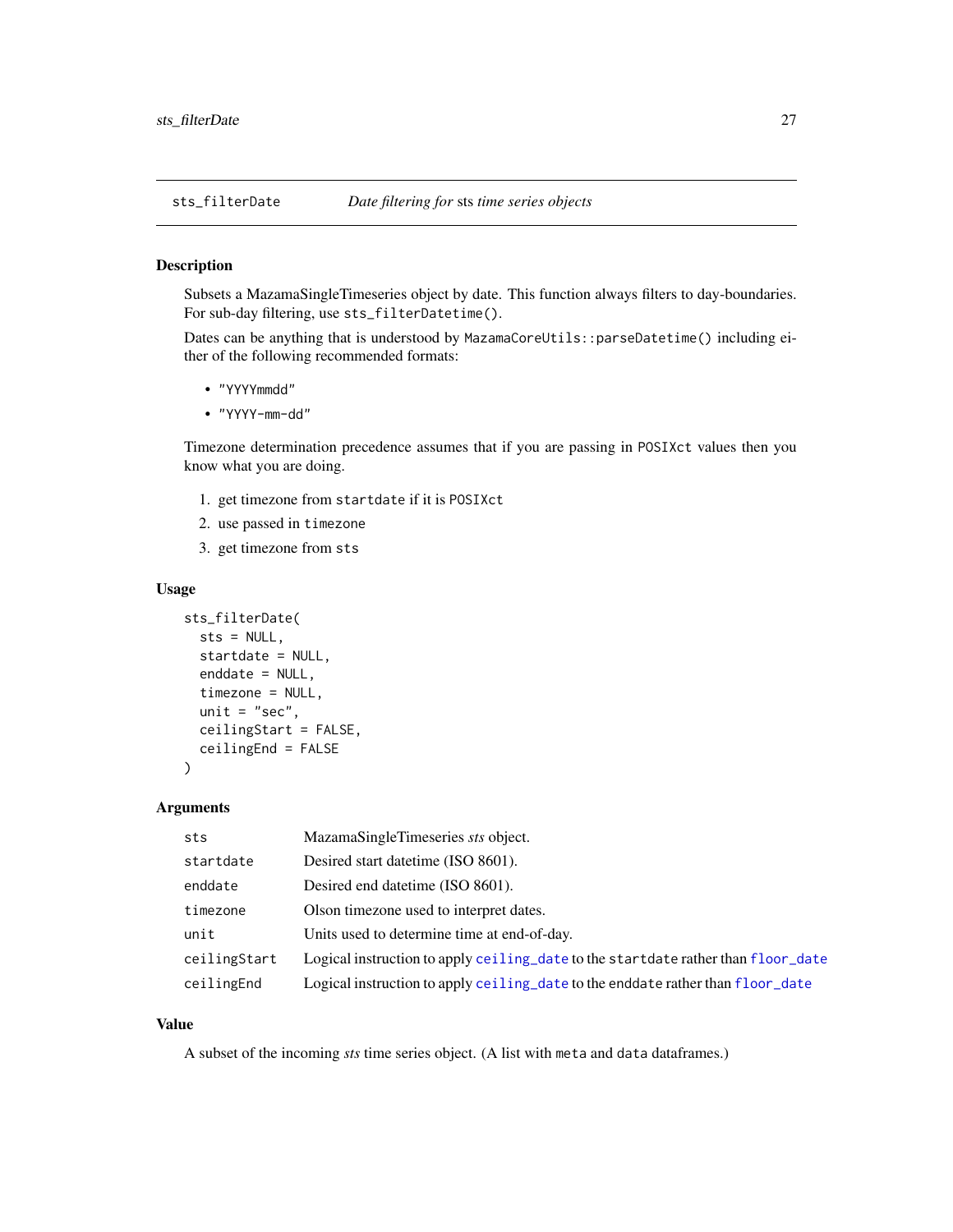## sts_filterDate *Date filtering for sts time series objects*

### Description

Subsets a MazamaSingleTimeseries object by date. This function always filters to day-boundaries. For sub-day filtering, use `sts_filterDatetime()`.

Dates can be anything that is understood by `MazamaCoreUtils::parseDatetime()` including either of the following recommended formats:

- `"YYYYmmdd"`
- `"YYYY-mm-dd"`

Timezone determination precedence assumes that if you are passing in `POSIXct` values then you know what you are doing.

1. get timezone from `startdate` if it is `POSIXct`
2. use passed in `timezone`
3. get timezone from `sts`

### Usage

```
sts_filterDate(
  sts = NULL,
  startdate = NULL,
  enddate = NULL,
  timezone = NULL,
  unit = "sec",
  ceilingStart = FALSE,
  ceilingEnd = FALSE
)
```

### Arguments

| | |
|---|---|
| `sts` | MazamaSingleTimeseries *sts* object. |
| `startdate` | Desired start datetime (ISO 8601). |
| `enddate` | Desired end datetime (ISO 8601). |
| `timezone` | Olson timezone used to interpret dates. |
| `unit` | Units used to determine time at end-of-day. |
| `ceilingStart` | Logical instruction to apply `ceiling_date` to the `startdate` rather than `floor_date` |
| `ceilingEnd` | Logical instruction to apply `ceiling_date` to the `enddate` rather than `floor_date` |

### Value

A subset of the incoming *sts* time series object. (A list with `meta` and `data` dataframes.)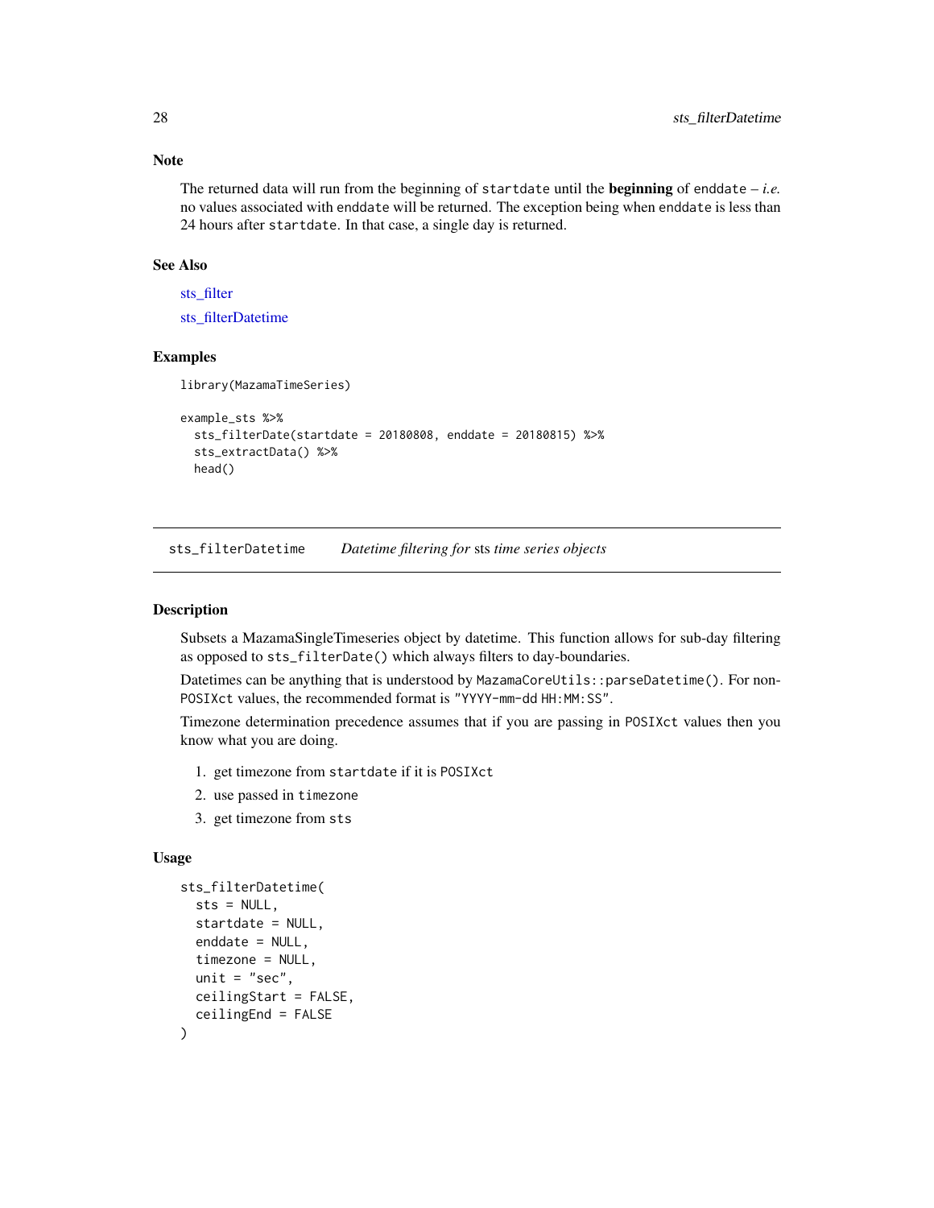### Note

The returned data will run from the beginning of `startdate` until the **beginning** of `enddate` – *i.e.* no values associated with `enddate` will be returned. The exception being when `enddate` is less than 24 hours after `startdate`. In that case, a single day is returned.

### See Also

sts_filter

sts_filterDatetime

### Examples

```
library(MazamaTimeSeries)

example_sts %>%
  sts_filterDate(startdate = 20180808, enddate = 20180815) %>%
  sts_extractData() %>%
  head()
```

---

## sts_filterDatetime — *Datetime filtering for* sts *time series objects*

---

### Description

Subsets a MazamaSingleTimeseries object by datetime. This function allows for sub-day filtering as opposed to `sts_filterDate()` which always filters to day-boundaries.

Datetimes can be anything that is understood by `MazamaCoreUtils::parseDatetime()`. For non-`POSIXct` values, the recommended format is `"YYYY-mm-dd HH:MM:SS"`.

Timezone determination precedence assumes that if you are passing in `POSIXct` values then you know what you are doing.

1. get timezone from `startdate` if it is `POSIXct`
2. use passed in `timezone`
3. get timezone from `sts`

### Usage

```
sts_filterDatetime(
  sts = NULL,
  startdate = NULL,
  enddate = NULL,
  timezone = NULL,
  unit = "sec",
  ceilingStart = FALSE,
  ceilingEnd = FALSE
)
```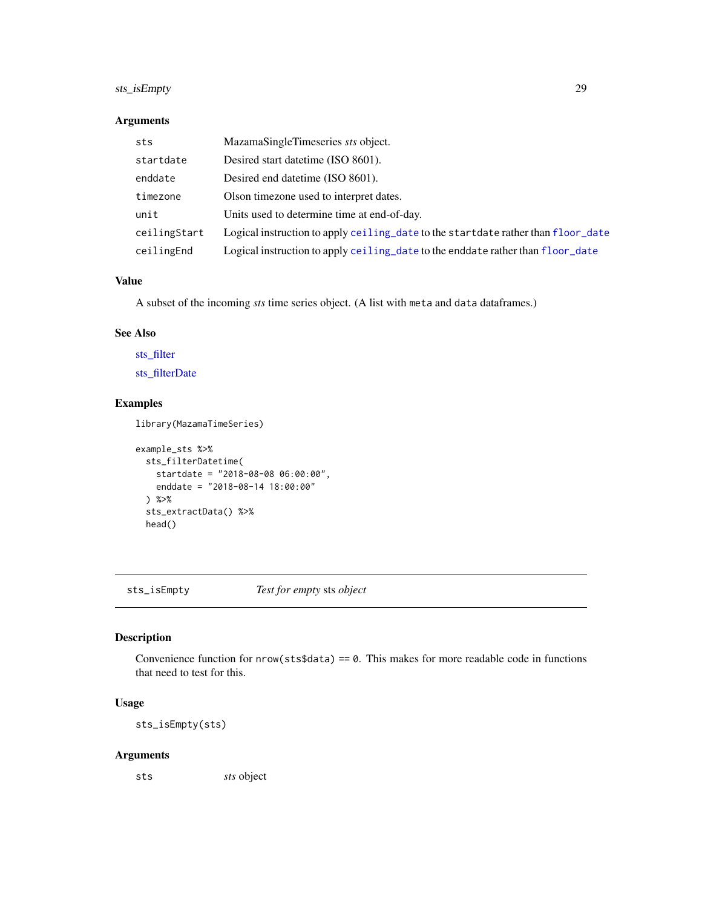### Arguments

| | |
|---|---|
| sts | MazamaSingleTimeseries *sts* object. |
| startdate | Desired start datetime (ISO 8601). |
| enddate | Desired end datetime (ISO 8601). |
| timezone | Olson timezone used to interpret dates. |
| unit | Units used to determine time at end-of-day. |
| ceilingStart | Logical instruction to apply `ceiling_date` to the `startdate` rather than `floor_date` |
| ceilingEnd | Logical instruction to apply `ceiling_date` to the `enddate` rather than `floor_date` |

### Value

A subset of the incoming *sts* time series object. (A list with `meta` and `data` dataframes.)

### See Also

sts_filter

sts_filterDate

### Examples

```
library(MazamaTimeSeries)

example_sts %>%
  sts_filterDatetime(
    startdate = "2018-08-08 06:00:00",
    enddate = "2018-08-14 18:00:00"
  ) %>%
  sts_extractData() %>%
  head()
```

---

## sts_isEmpty — *Test for empty* sts *object*

### Description

Convenience function for `nrow(sts$data) == 0`. This makes for more readable code in functions that need to test for this.

### Usage

```
sts_isEmpty(sts)
```

### Arguments

| | |
|---|---|
| sts | *sts* object |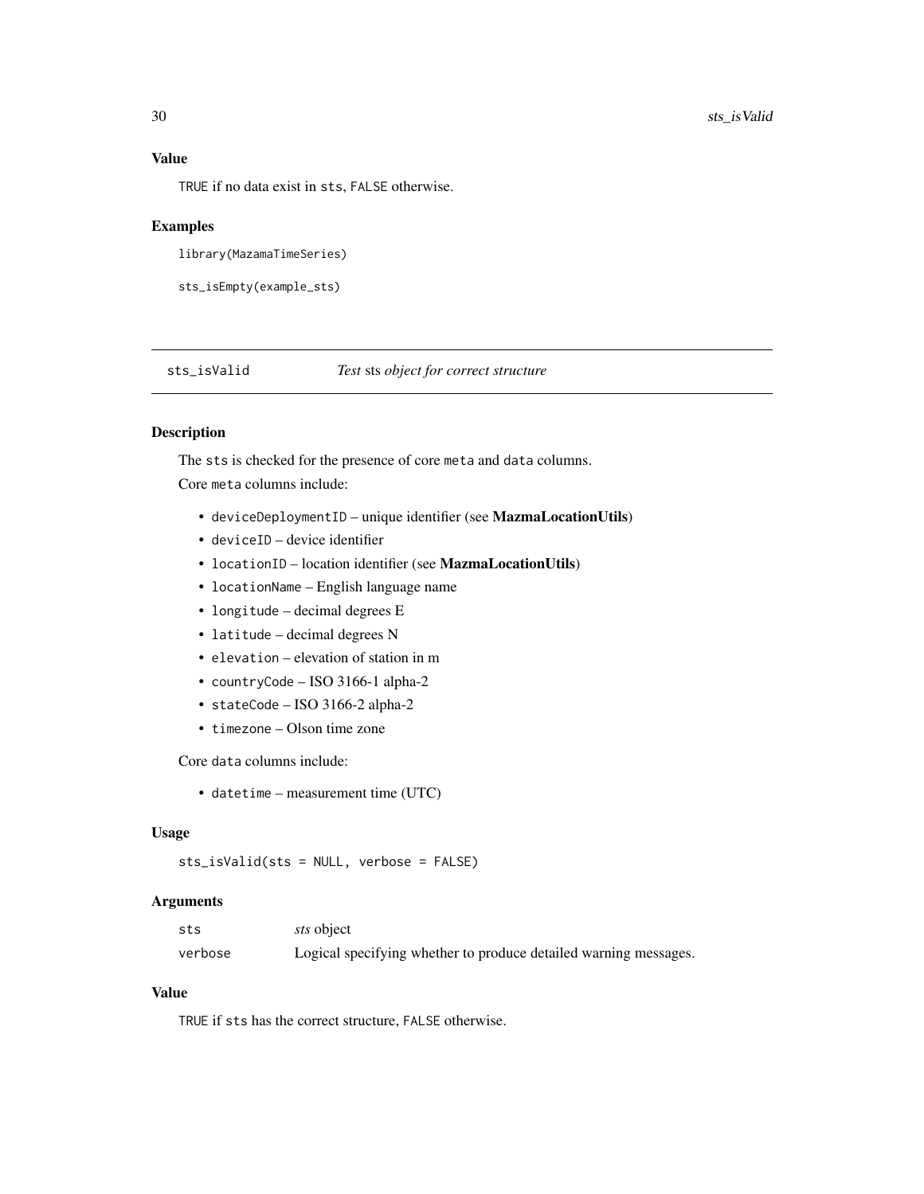## Value

TRUE if no data exist in sts, FALSE otherwise.

## Examples

```
library(MazamaTimeSeries)

sts_isEmpty(example_sts)
```

---

# sts_isValid    *Test sts object for correct structure*

## Description

The sts is checked for the presence of core meta and data columns.

Core meta columns include:

- deviceDeploymentID – unique identifier (see **MazmaLocationUtils**)
- deviceID – device identifier
- locationID – location identifier (see **MazmaLocationUtils**)
- locationName – English language name
- longitude – decimal degrees E
- latitude – decimal degrees N
- elevation – elevation of station in m
- countryCode – ISO 3166-1 alpha-2
- stateCode – ISO 3166-2 alpha-2
- timezone – Olson time zone

Core data columns include:

- datetime – measurement time (UTC)

## Usage

```
sts_isValid(sts = NULL, verbose = FALSE)
```

## Arguments

| | |
|---|---|
| sts | *sts* object |
| verbose | Logical specifying whether to produce detailed warning messages. |

## Value

TRUE if sts has the correct structure, FALSE otherwise.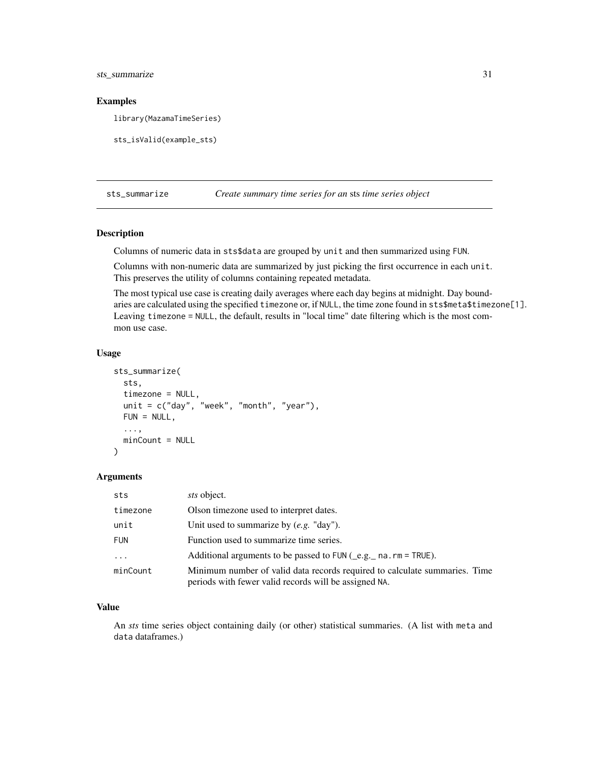## Examples

```
library(MazamaTimeSeries)

sts_isValid(example_sts)
```

---

# sts_summarize — *Create summary time series for an* sts *time series object*

## Description

Columns of numeric data in `sts$data` are grouped by `unit` and then summarized using `FUN`.

Columns with non-numeric data are summarized by just picking the first occurrence in each `unit`. This preserves the utility of columns containing repeated metadata.

The most typical use case is creating daily averages where each day begins at midnight. Day boundaries are calculated using the specified `timezone` or, if `NULL`, the time zone found in `sts$meta$timezone[1]`. Leaving `timezone = NULL`, the default, results in "local time" date filtering which is the most common use case.

## Usage

```
sts_summarize(
  sts,
  timezone = NULL,
  unit = c("day", "week", "month", "year"),
  FUN = NULL,
  ...,
  minCount = NULL
)
```

## Arguments

| | |
|---|---|
| `sts` | *sts* object. |
| `timezone` | Olson timezone used to interpret dates. |
| `unit` | Unit used to summarize by (*e.g.* "day"). |
| `FUN` | Function used to summarize time series. |
| `...` | Additional arguments to be passed to `FUN` (_e.g._ `na.rm = TRUE`). |
| `minCount` | Minimum number of valid data records required to calculate summaries. Time periods with fewer valid records will be assigned `NA`. |

## Value

An *sts* time series object containing daily (or other) statistical summaries. (A list with `meta` and `data` dataframes.)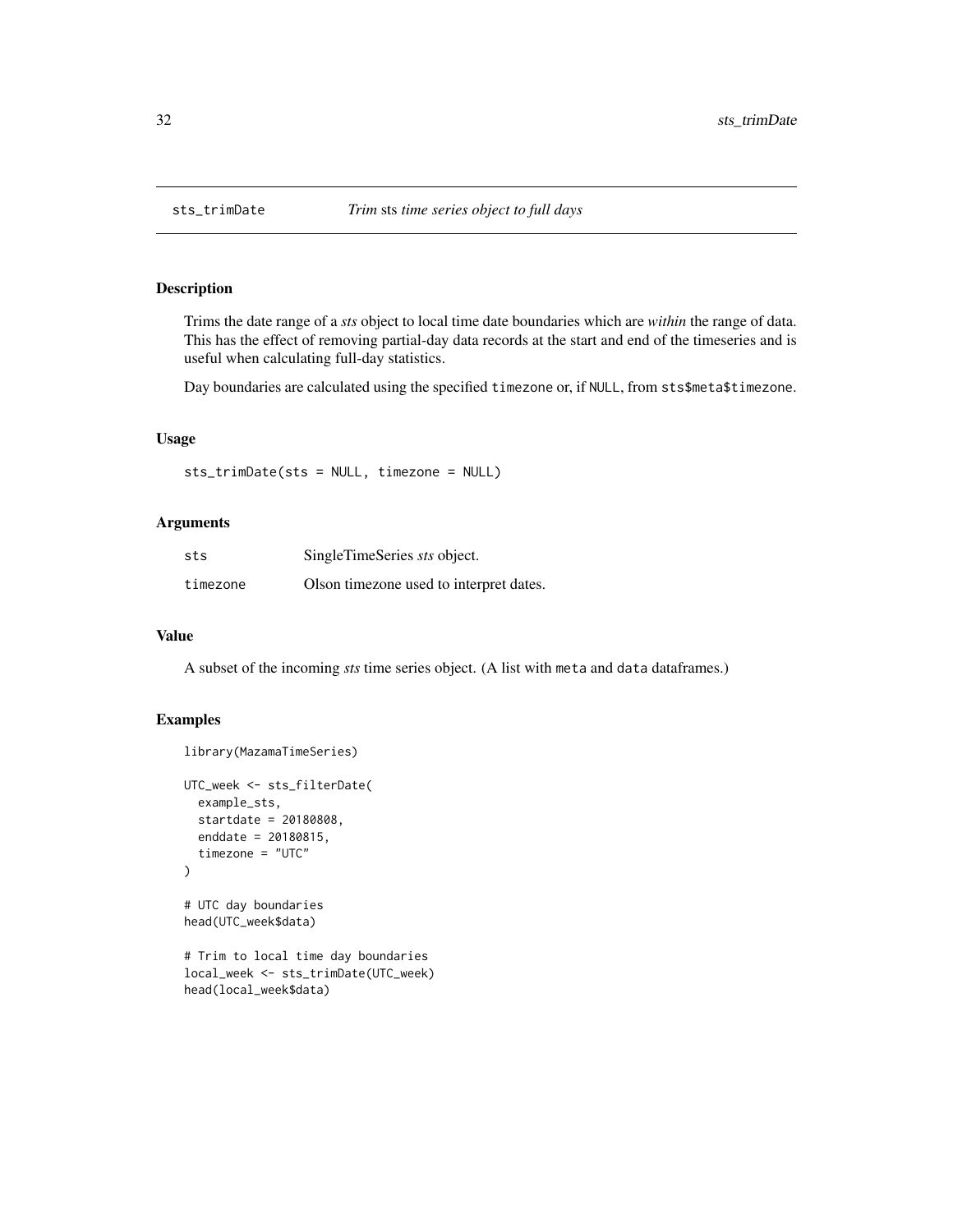# sts_trimDate *Trim* sts *time series object to full days*

## Description

Trims the date range of a *sts* object to local time date boundaries which are *within* the range of data. This has the effect of removing partial-day data records at the start and end of the timeseries and is useful when calculating full-day statistics.

Day boundaries are calculated using the specified `timezone` or, if `NULL`, from `sts$meta$timezone`.

## Usage

```
sts_trimDate(sts = NULL, timezone = NULL)
```

## Arguments

| | |
|---|---|
| `sts` | SingleTimeSeries *sts* object. |
| `timezone` | Olson timezone used to interpret dates. |

## Value

A subset of the incoming *sts* time series object. (A list with `meta` and `data` dataframes.)

## Examples

```
library(MazamaTimeSeries)

UTC_week <- sts_filterDate(
  example_sts,
  startdate = 20180808,
  enddate = 20180815,
  timezone = "UTC"
)

# UTC day boundaries
head(UTC_week$data)

# Trim to local time day boundaries
local_week <- sts_trimDate(UTC_week)
head(local_week$data)
```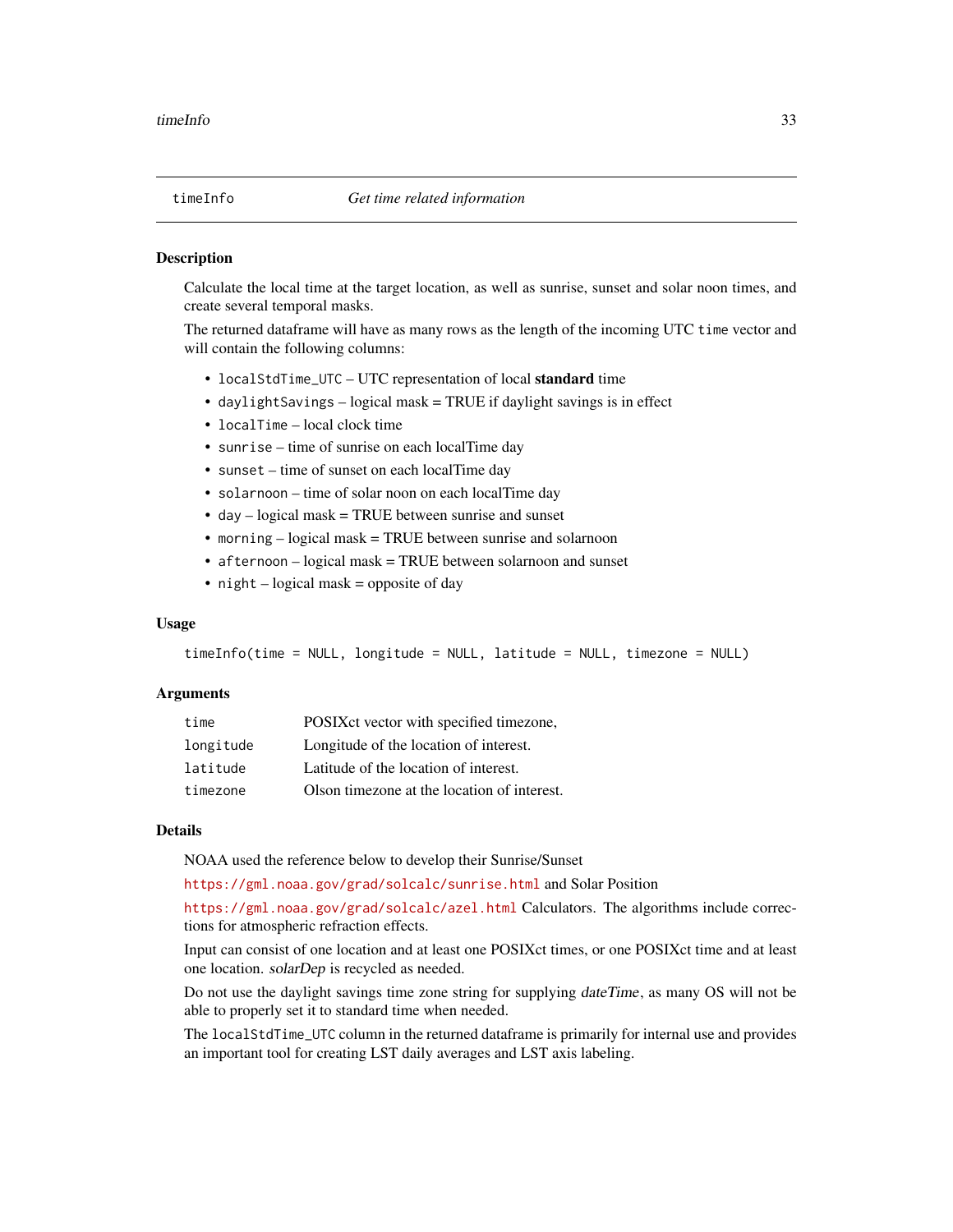# timeInfo — *Get time related information*

## Description

Calculate the local time at the target location, as well as sunrise, sunset and solar noon times, and create several temporal masks.

The returned dataframe will have as many rows as the length of the incoming UTC `time` vector and will contain the following columns:

- `localStdTime_UTC` – UTC representation of local **standard** time
- `daylightSavings` – logical mask = TRUE if daylight savings is in effect
- `localTime` – local clock time
- `sunrise` – time of sunrise on each localTime day
- `sunset` – time of sunset on each localTime day
- `solarnoon` – time of solar noon on each localTime day
- `day` – logical mask = TRUE between sunrise and sunset
- `morning` – logical mask = TRUE between sunrise and solarnoon
- `afternoon` – logical mask = TRUE between solarnoon and sunset
- `night` – logical mask = opposite of day

## Usage

```
timeInfo(time = NULL, longitude = NULL, latitude = NULL, timezone = NULL)
```

## Arguments

| | |
|---|---|
| `time` | POSIXct vector with specified timezone, |
| `longitude` | Longitude of the location of interest. |
| `latitude` | Latitude of the location of interest. |
| `timezone` | Olson timezone at the location of interest. |

## Details

NOAA used the reference below to develop their Sunrise/Sunset

https://gml.noaa.gov/grad/solcalc/sunrise.html and Solar Position

https://gml.noaa.gov/grad/solcalc/azel.html Calculators. The algorithms include corrections for atmospheric refraction effects.

Input can consist of one location and at least one POSIXct times, or one POSIXct time and at least one location. *solarDep* is recycled as needed.

Do not use the daylight savings time zone string for supplying *dateTime*, as many OS will not be able to properly set it to standard time when needed.

The `localStdTime_UTC` column in the returned dataframe is primarily for internal use and provides an important tool for creating LST daily averages and LST axis labeling.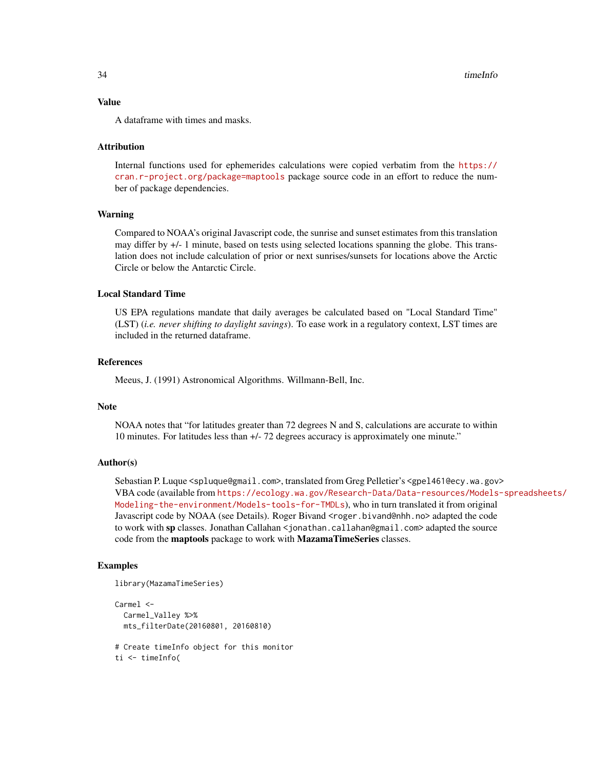## Value

A dataframe with times and masks.

## Attribution

Internal functions used for ephemerides calculations were copied verbatim from the https://cran.r-project.org/package=maptools package source code in an effort to reduce the number of package dependencies.

## Warning

Compared to NOAA's original Javascript code, the sunrise and sunset estimates from this translation may differ by +/- 1 minute, based on tests using selected locations spanning the globe. This translation does not include calculation of prior or next sunrises/sunsets for locations above the Arctic Circle or below the Antarctic Circle.

## Local Standard Time

US EPA regulations mandate that daily averages be calculated based on "Local Standard Time" (LST) (*i.e. never shifting to daylight savings*). To ease work in a regulatory context, LST times are included in the returned dataframe.

## References

Meeus, J. (1991) Astronomical Algorithms. Willmann-Bell, Inc.

## Note

NOAA notes that "for latitudes greater than 72 degrees N and S, calculations are accurate to within 10 minutes. For latitudes less than +/- 72 degrees accuracy is approximately one minute."

## Author(s)

Sebastian P. Luque <spluque@gmail.com>, translated from Greg Pelletier's <gpel461@ecy.wa.gov> VBA code (available from https://ecology.wa.gov/Research-Data/Data-resources/Models-spreadsheets/Modeling-the-environment/Models-tools-for-TMDLs), who in turn translated it from original Javascript code by NOAA (see Details). Roger Bivand <roger.bivand@nhh.no> adapted the code to work with **sp** classes. Jonathan Callahan <jonathan.callahan@gmail.com> adapted the source code from the **maptools** package to work with **MazamaTimeSeries** classes.

## Examples

```
library(MazamaTimeSeries)

Carmel <-
  Carmel_Valley %>%
  mts_filterDate(20160801, 20160810)

# Create timeInfo object for this monitor
ti <- timeInfo(
```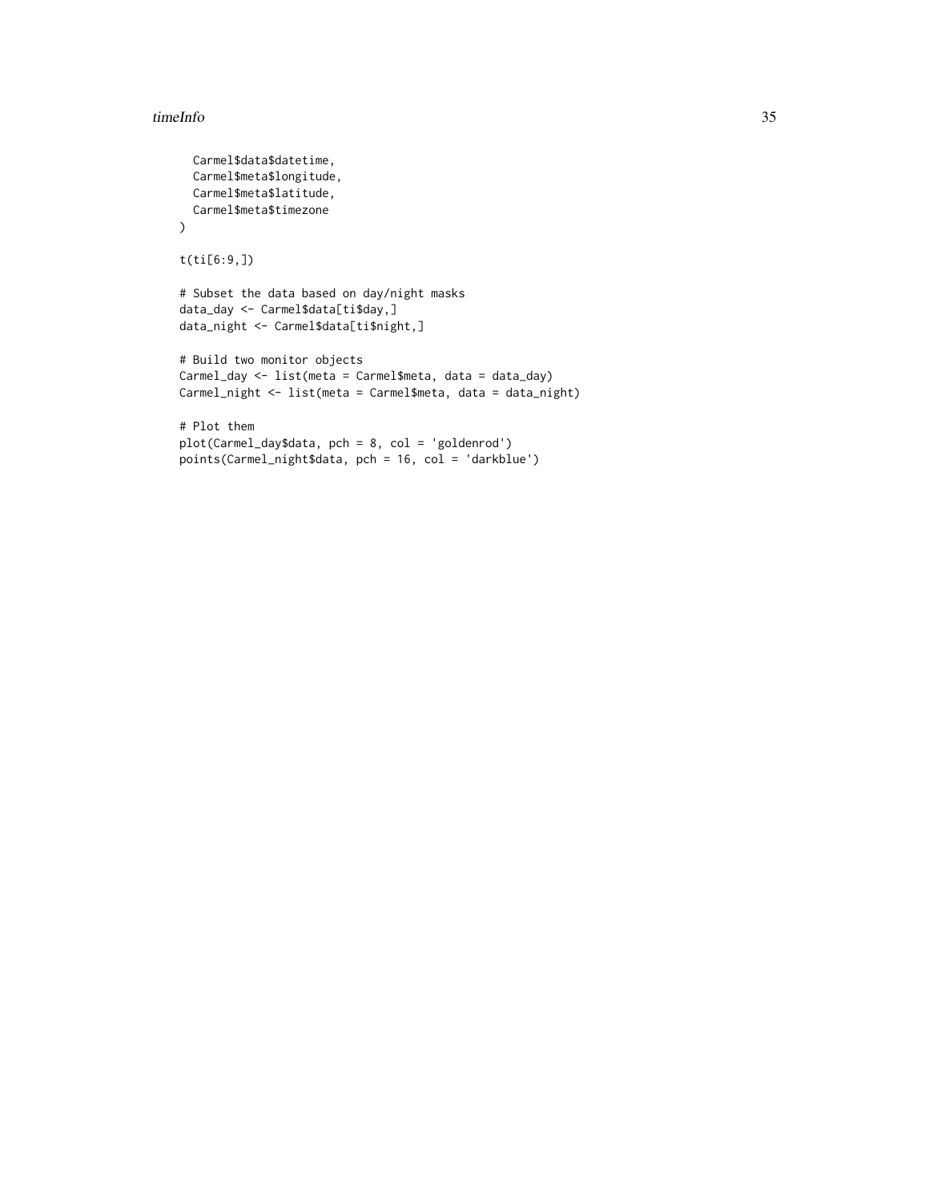```
  Carmel$data$datetime,
  Carmel$meta$longitude,
  Carmel$meta$latitude,
  Carmel$meta$timezone
)

t(ti[6:9,])

# Subset the data based on day/night masks
data_day <- Carmel$data[ti$day,]
data_night <- Carmel$data[ti$night,]

# Build two monitor objects
Carmel_day <- list(meta = Carmel$meta, data = data_day)
Carmel_night <- list(meta = Carmel$meta, data = data_night)

# Plot them
plot(Carmel_day$data, pch = 8, col = 'goldenrod')
points(Carmel_night$data, pch = 16, col = 'darkblue')
```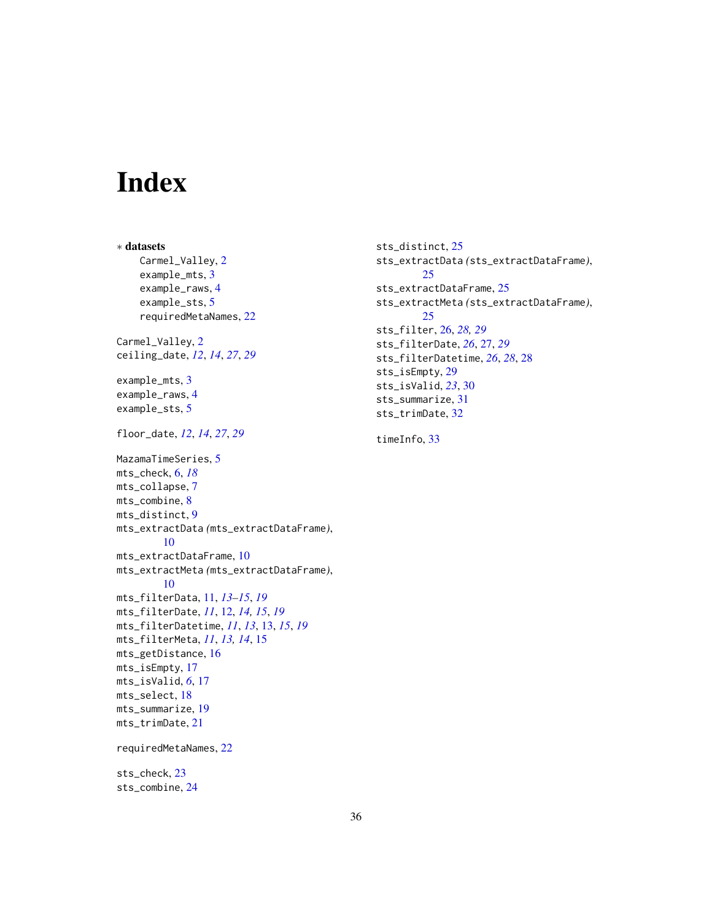# Index

* **datasets**
    - Carmel_Valley, 2
    - example_mts, 3
    - example_raws, 4
    - example_sts, 5
    - requiredMetaNames, 22

Carmel_Valley, 2
ceiling_date, *12*, *14*, *27*, *29*

example_mts, 3
example_raws, 4
example_sts, 5

floor_date, *12*, *14*, *27*, *29*

MazamaTimeSeries, 5
mts_check, 6, *18*
mts_collapse, 7
mts_combine, 8
mts_distinct, 9
mts_extractData *(*mts_extractDataFrame*)*, 10
mts_extractDataFrame, 10
mts_extractMeta *(*mts_extractDataFrame*)*, 10
mts_filterData, 11, *13–15*, *19*
mts_filterDate, *11*, 12, *14*, *15*, *19*
mts_filterDatetime, *11*, *13*, 13, *15*, *19*
mts_filterMeta, *11*, *13*, *14*, 15
mts_getDistance, 16
mts_isEmpty, 17
mts_isValid, *6*, 17
mts_select, 18
mts_summarize, 19
mts_trimDate, 21

requiredMetaNames, 22

sts_check, 23
sts_combine, 24
sts_distinct, 25
sts_extractData *(*sts_extractDataFrame*)*, 25
sts_extractDataFrame, 25
sts_extractMeta *(*sts_extractDataFrame*)*, 25
sts_filter, 26, *28*, *29*
sts_filterDate, *26*, 27, *29*
sts_filterDatetime, *26*, *28*, 28
sts_isEmpty, 29
sts_isValid, *23*, 30
sts_summarize, 31
sts_trimDate, 32

timeInfo, 33